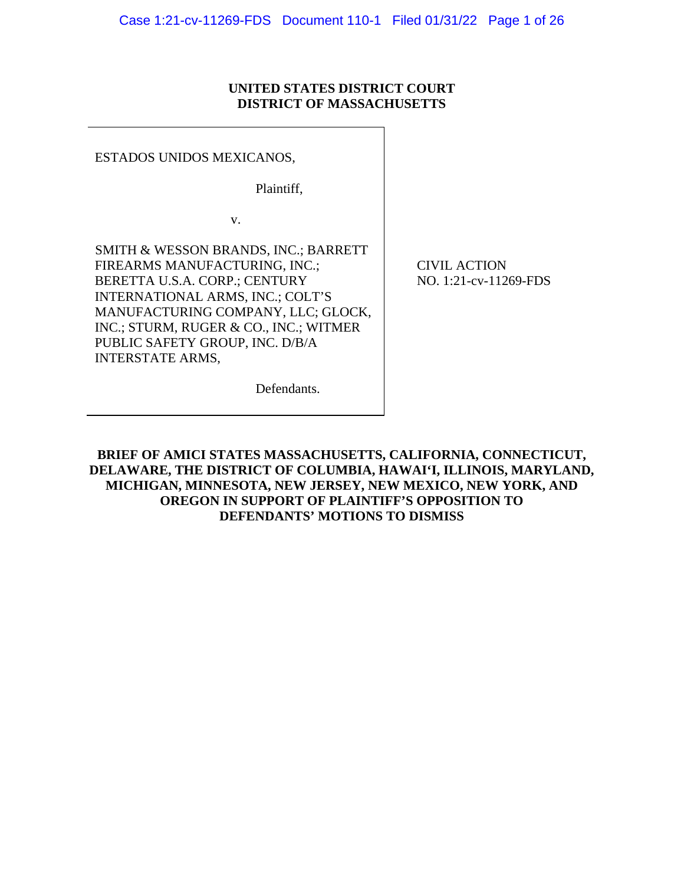**UNITED STATES DISTRICT COURT**
**DISTRICT OF MASSACHUSETTS**

ESTADOS UNIDOS MEXICANOS,

Plaintiff,

v.

SMITH & WESSON BRANDS, INC.; BARRETT FIREARMS MANUFACTURING, INC.; BERETTA U.S.A. CORP.; CENTURY INTERNATIONAL ARMS, INC.; COLT'S MANUFACTURING COMPANY, LLC; GLOCK, INC.; STURM, RUGER & CO., INC.; WITMER PUBLIC SAFETY GROUP, INC. D/B/A INTERSTATE ARMS,

Defendants.

CIVIL ACTION
NO. 1:21-cv-11269-FDS

**BRIEF OF AMICI STATES MASSACHUSETTS, CALIFORNIA, CONNECTICUT, DELAWARE, THE DISTRICT OF COLUMBIA, HAWAIʻI, ILLINOIS, MARYLAND, MICHIGAN, MINNESOTA, NEW JERSEY, NEW MEXICO, NEW YORK, AND OREGON IN SUPPORT OF PLAINTIFF'S OPPOSITION TO DEFENDANTS' MOTIONS TO DISMISS**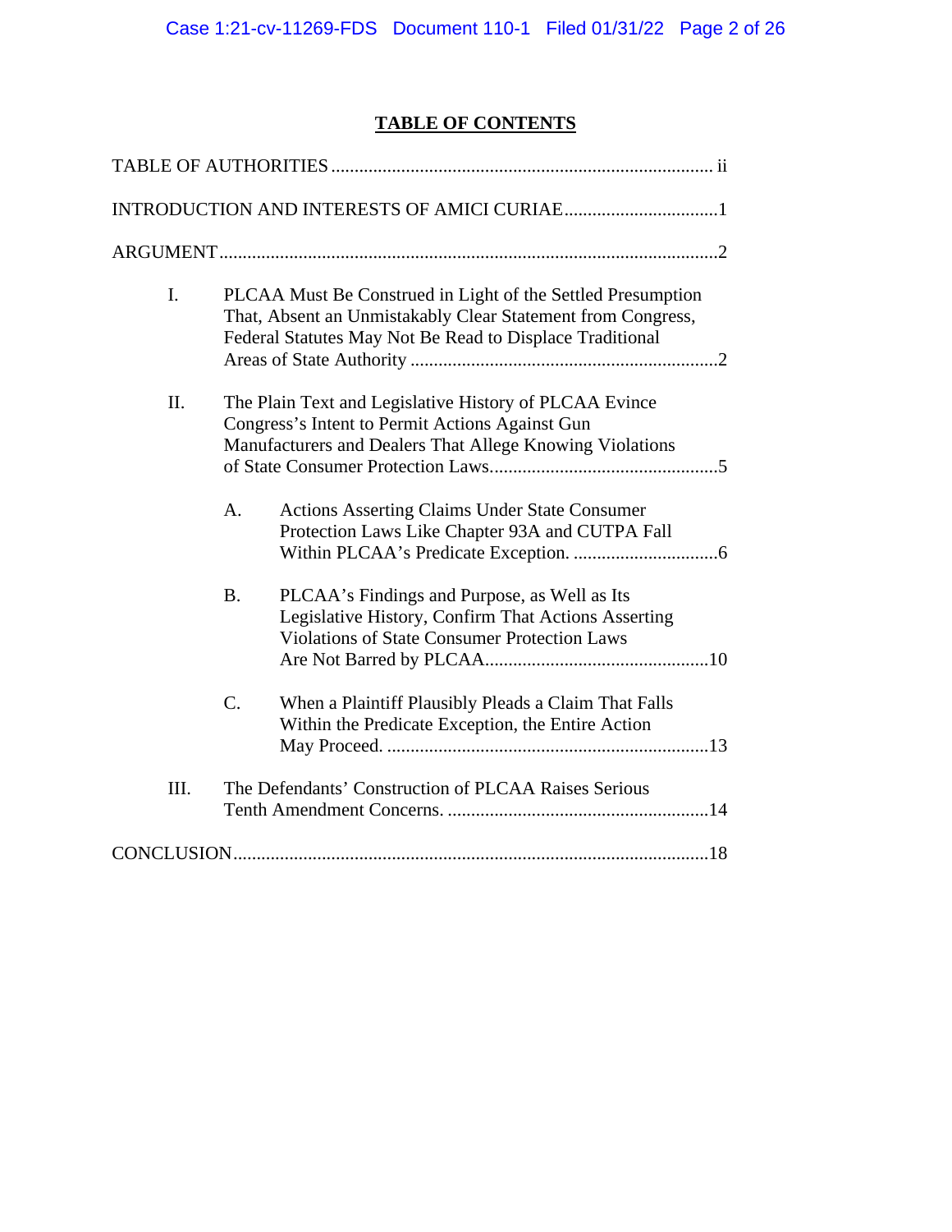# TABLE OF CONTENTS

TABLE OF AUTHORITIES ........................................................................... ii

INTRODUCTION AND INTERESTS OF AMICI CURIAE ..................................1

ARGUMENT ..........................................................................................................2

I. PLCAA Must Be Construed in Light of the Settled Presumption That, Absent an Unmistakably Clear Statement from Congress, Federal Statutes May Not Be Read to Displace Traditional Areas of State Authority ..................................................................2

II. The Plain Text and Legislative History of PLCAA Evince Congress's Intent to Permit Actions Against Gun Manufacturers and Dealers That Allege Knowing Violations of State Consumer Protection Laws..................................................5

   A. Actions Asserting Claims Under State Consumer Protection Laws Like Chapter 93A and CUTPA Fall Within PLCAA's Predicate Exception. ...............................6

   B. PLCAA's Findings and Purpose, as Well as Its Legislative History, Confirm That Actions Asserting Violations of State Consumer Protection Laws Are Not Barred by PLCAA................................................10

   C. When a Plaintiff Plausibly Pleads a Claim That Falls Within the Predicate Exception, the Entire Action May Proceed. .....................................................................13

III. The Defendants' Construction of PLCAA Raises Serious Tenth Amendment Concerns. ........................................................14

CONCLUSION.....................................................................................................18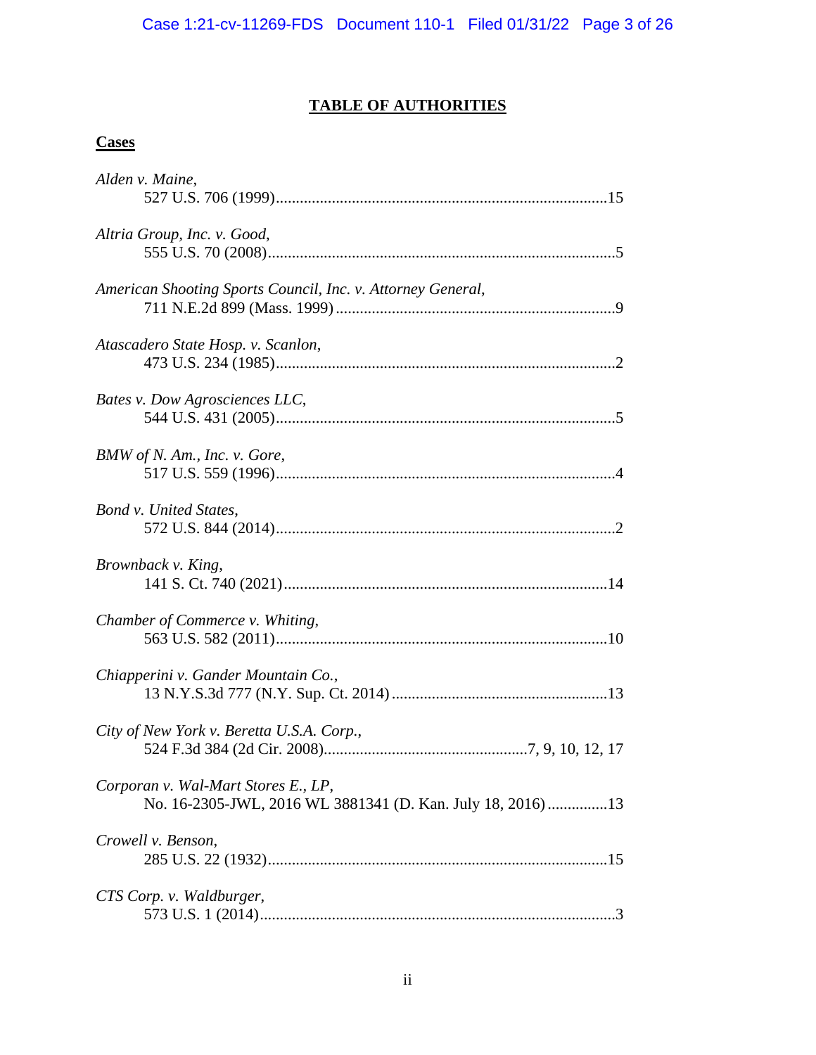# TABLE OF AUTHORITIES

## Cases

*Alden v. Maine*,
527 U.S. 706 (1999) ..... 15

*Altria Group, Inc. v. Good*,
555 U.S. 70 (2008) ..... 5

*American Shooting Sports Council, Inc. v. Attorney General*,
711 N.E.2d 899 (Mass. 1999) ..... 9

*Atascadero State Hosp. v. Scanlon*,
473 U.S. 234 (1985) ..... 2

*Bates v. Dow Agrosciences LLC*,
544 U.S. 431 (2005) ..... 5

*BMW of N. Am., Inc. v. Gore*,
517 U.S. 559 (1996) ..... 4

*Bond v. United States*,
572 U.S. 844 (2014) ..... 2

*Brownback v. King*,
141 S. Ct. 740 (2021) ..... 14

*Chamber of Commerce v. Whiting*,
563 U.S. 582 (2011) ..... 10

*Chiapperini v. Gander Mountain Co.*,
13 N.Y.S.3d 777 (N.Y. Sup. Ct. 2014) ..... 13

*City of New York v. Beretta U.S.A. Corp.*,
524 F.3d 384 (2d Cir. 2008) ..... 7, 9, 10, 12, 17

*Corporan v. Wal-Mart Stores E., LP*,
No. 16-2305-JWL, 2016 WL 3881341 (D. Kan. July 18, 2016) ..... 13

*Crowell v. Benson*,
285 U.S. 22 (1932) ..... 15

*CTS Corp. v. Waldburger*,
573 U.S. 1 (2014) ..... 3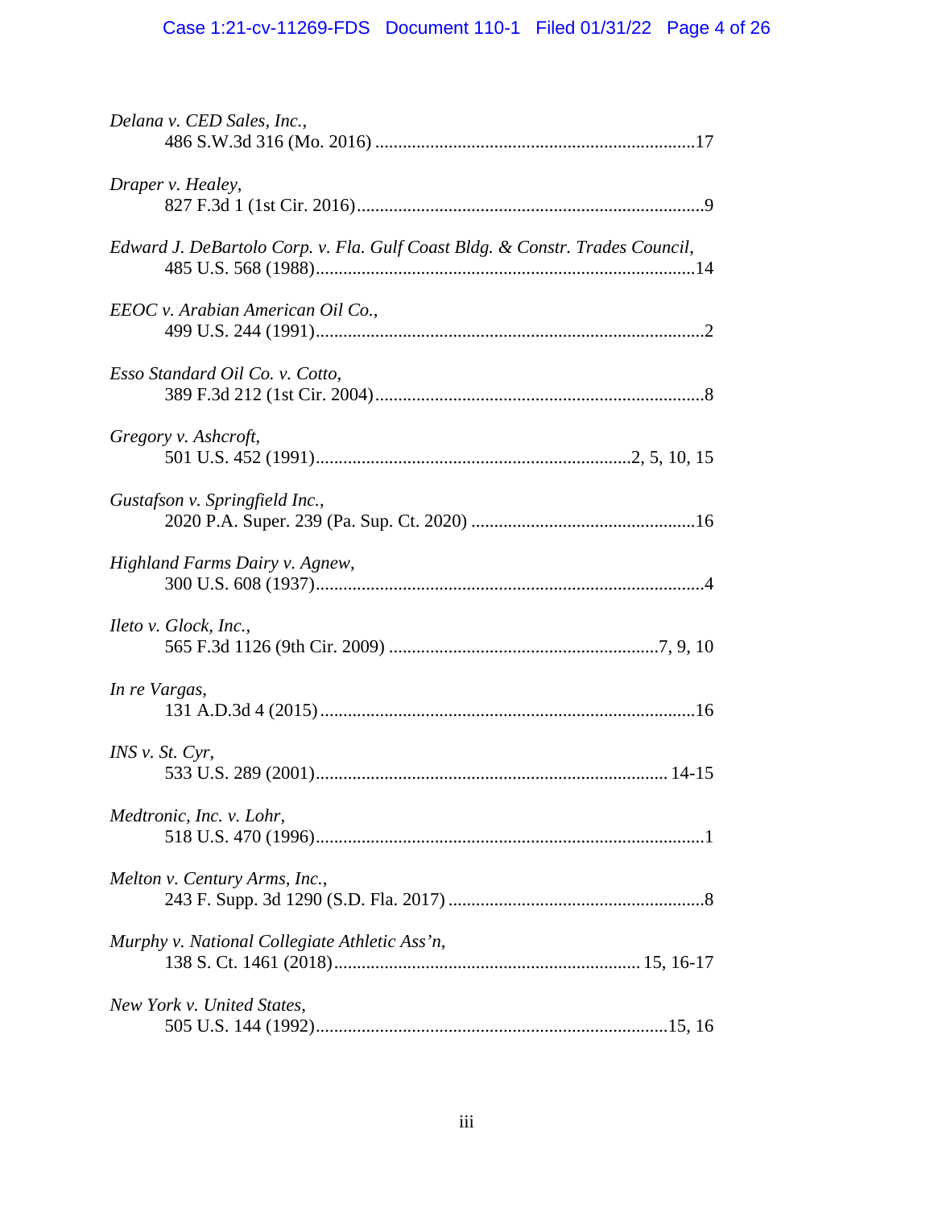*Delana v. CED Sales, Inc.*,
486 S.W.3d 316 (Mo. 2016) ......................................................................17

*Draper v. Healey*,
827 F.3d 1 (1st Cir. 2016)............................................................................9

*Edward J. DeBartolo Corp. v. Fla. Gulf Coast Bldg. & Constr. Trades Council*,
485 U.S. 568 (1988)...................................................................................14

*EEOC v. Arabian American Oil Co.*,
499 U.S. 244 (1991).....................................................................................2

*Esso Standard Oil Co. v. Cotto*,
389 F.3d 212 (1st Cir. 2004)........................................................................8

*Gregory v. Ashcroft*,
501 U.S. 452 (1991).....................................................................2, 5, 10, 15

*Gustafson v. Springfield Inc.*,
2020 P.A. Super. 239 (Pa. Sup. Ct. 2020) .................................................16

*Highland Farms Dairy v. Agnew*,
300 U.S. 608 (1937).....................................................................................4

*Ileto v. Glock, Inc.*,
565 F.3d 1126 (9th Cir. 2009) ...........................................................7, 9, 10

*In re Vargas*,
131 A.D.3d 4 (2015)..................................................................................16

*INS v. St. Cyr*,
533 U.S. 289 (2001)............................................................................. 14-15

*Medtronic, Inc. v. Lohr*,
518 U.S. 470 (1996).....................................................................................1

*Melton v. Century Arms, Inc.*,
243 F. Supp. 3d 1290 (S.D. Fla. 2017) ........................................................8

*Murphy v. National Collegiate Athletic Ass'n*,
138 S. Ct. 1461 (2018).................................................................. 15, 16-17

*New York v. United States*,
505 U.S. 144 (1992)............................................................................15, 16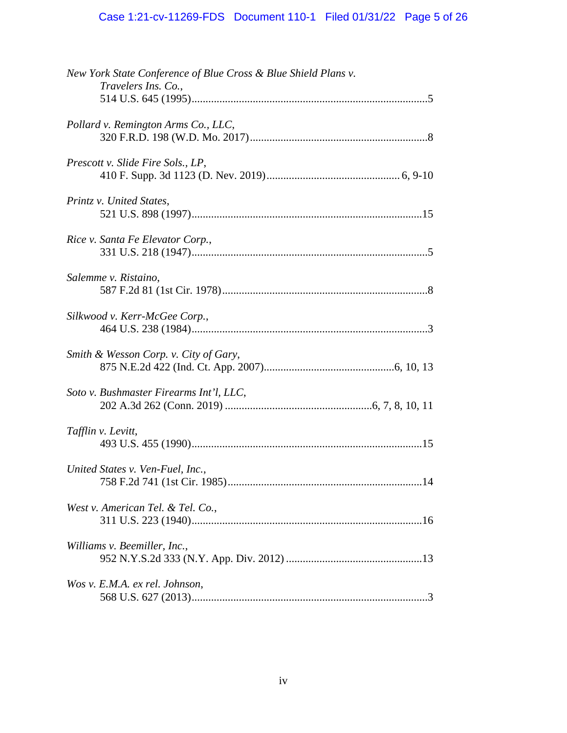*New York State Conference of Blue Cross & Blue Shield Plans v. Travelers Ins. Co.*,
514 U.S. 645 (1995)....................................................................................5

*Pollard v. Remington Arms Co., LLC*,
320 F.R.D. 198 (W.D. Mo. 2017)................................................................8

*Prescott v. Slide Fire Sols., LP*,
410 F. Supp. 3d 1123 (D. Nev. 2019)................................................ 6, 9-10

*Printz v. United States*,
521 U.S. 898 (1997)..................................................................................15

*Rice v. Santa Fe Elevator Corp.*,
331 U.S. 218 (1947)....................................................................................5

*Salemme v. Ristaino*,
587 F.2d 81 (1st Cir. 1978).........................................................................8

*Silkwood v. Kerr-McGee Corp.*,
464 U.S. 238 (1984)....................................................................................3

*Smith & Wesson Corp. v. City of Gary*,
875 N.E.2d 422 (Ind. Ct. App. 2007)...............................................6, 10, 13

*Soto v. Bushmaster Firearms Int'l, LLC*,
202 A.3d 262 (Conn. 2019) ....................................................6, 7, 8, 10, 11

*Tafflin v. Levitt*,
493 U.S. 455 (1990)..................................................................................15

*United States v. Ven-Fuel, Inc.*,
758 F.2d 741 (1st Cir. 1985).....................................................................14

*West v. American Tel. & Tel. Co.*,
311 U.S. 223 (1940)..................................................................................16

*Williams v. Beemiller, Inc.*,
952 N.Y.S.2d 333 (N.Y. App. Div. 2012) ................................................13

*Wos v. E.M.A. ex rel. Johnson*,
568 U.S. 627 (2013)....................................................................................3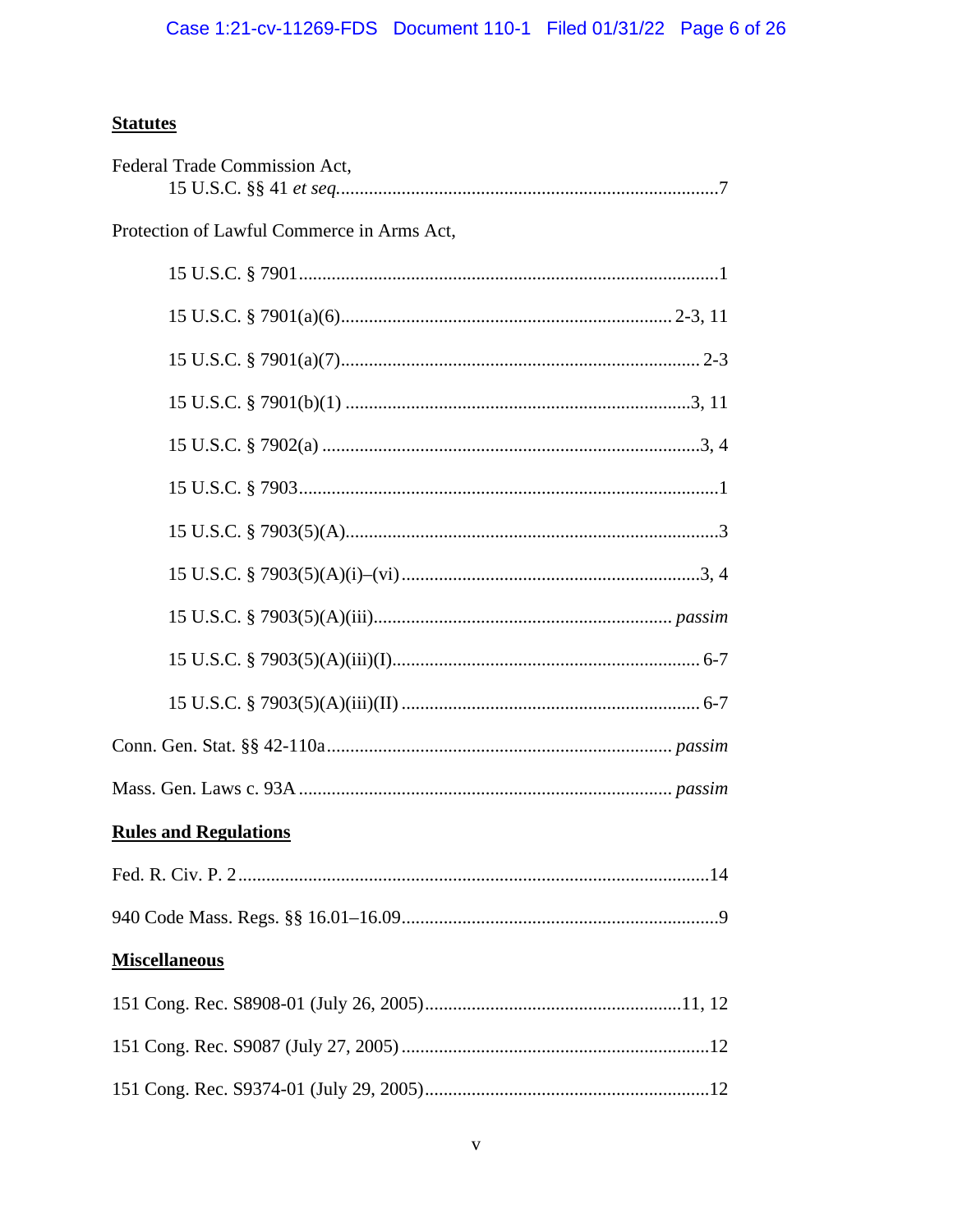**Statutes**

Federal Trade Commission Act,
15 U.S.C. §§ 41 *et seq.* .......... 7

Protection of Lawful Commerce in Arms Act,

15 U.S.C. § 7901 .......... 1

15 U.S.C. § 7901(a)(6) .......... 2-3, 11

15 U.S.C. § 7901(a)(7) .......... 2-3

15 U.S.C. § 7901(b)(1) .......... 3, 11

15 U.S.C. § 7902(a) .......... 3, 4

15 U.S.C. § 7903 .......... 1

15 U.S.C. § 7903(5)(A) .......... 3

15 U.S.C. § 7903(5)(A)(i)–(vi) .......... 3, 4

15 U.S.C. § 7903(5)(A)(iii) .......... *passim*

15 U.S.C. § 7903(5)(A)(iii)(I) .......... 6-7

15 U.S.C. § 7903(5)(A)(iii)(II) .......... 6-7

Conn. Gen. Stat. §§ 42-110a .......... *passim*

Mass. Gen. Laws c. 93A .......... *passim*

**Rules and Regulations**

Fed. R. Civ. P. 2 .......... 14

940 Code Mass. Regs. §§ 16.01–16.09 .......... 9

**Miscellaneous**

151 Cong. Rec. S8908-01 (July 26, 2005) .......... 11, 12

151 Cong. Rec. S9087 (July 27, 2005) .......... 12

151 Cong. Rec. S9374-01 (July 29, 2005) .......... 12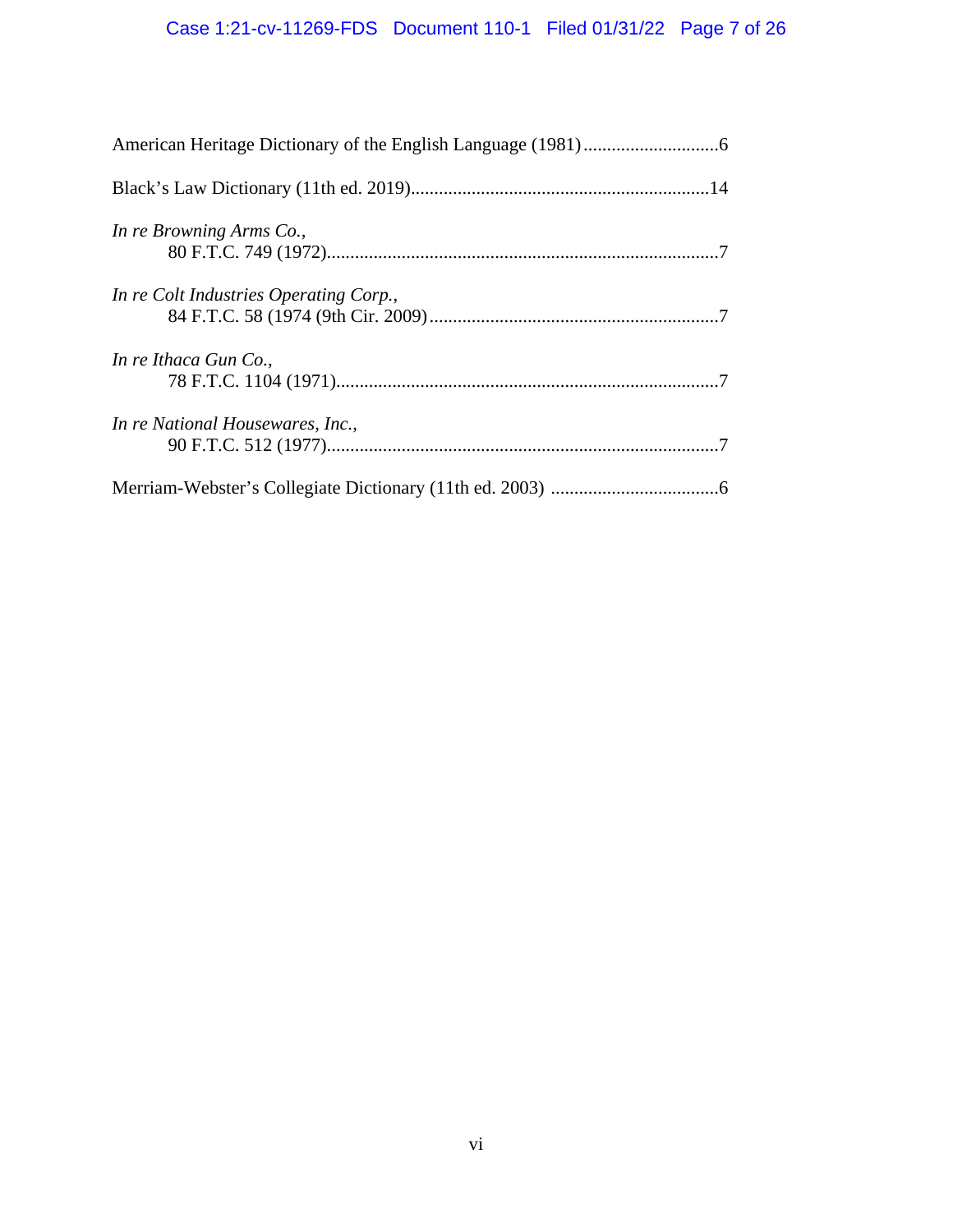American Heritage Dictionary of the English Language (1981) .............................6

Black's Law Dictionary (11th ed. 2019)................................................................14

*In re Browning Arms Co.*,
80 F.T.C. 749 (1972)...................................................................................7

*In re Colt Industries Operating Corp.*,
84 F.T.C. 58 (1974 (9th Cir. 2009).............................................................7

*In re Ithaca Gun Co.*,
78 F.T.C. 1104 (1971).................................................................................7

*In re National Housewares, Inc.*,
90 F.T.C. 512 (1977)...................................................................................7

Merriam-Webster's Collegiate Dictionary (11th ed. 2003) ....................................6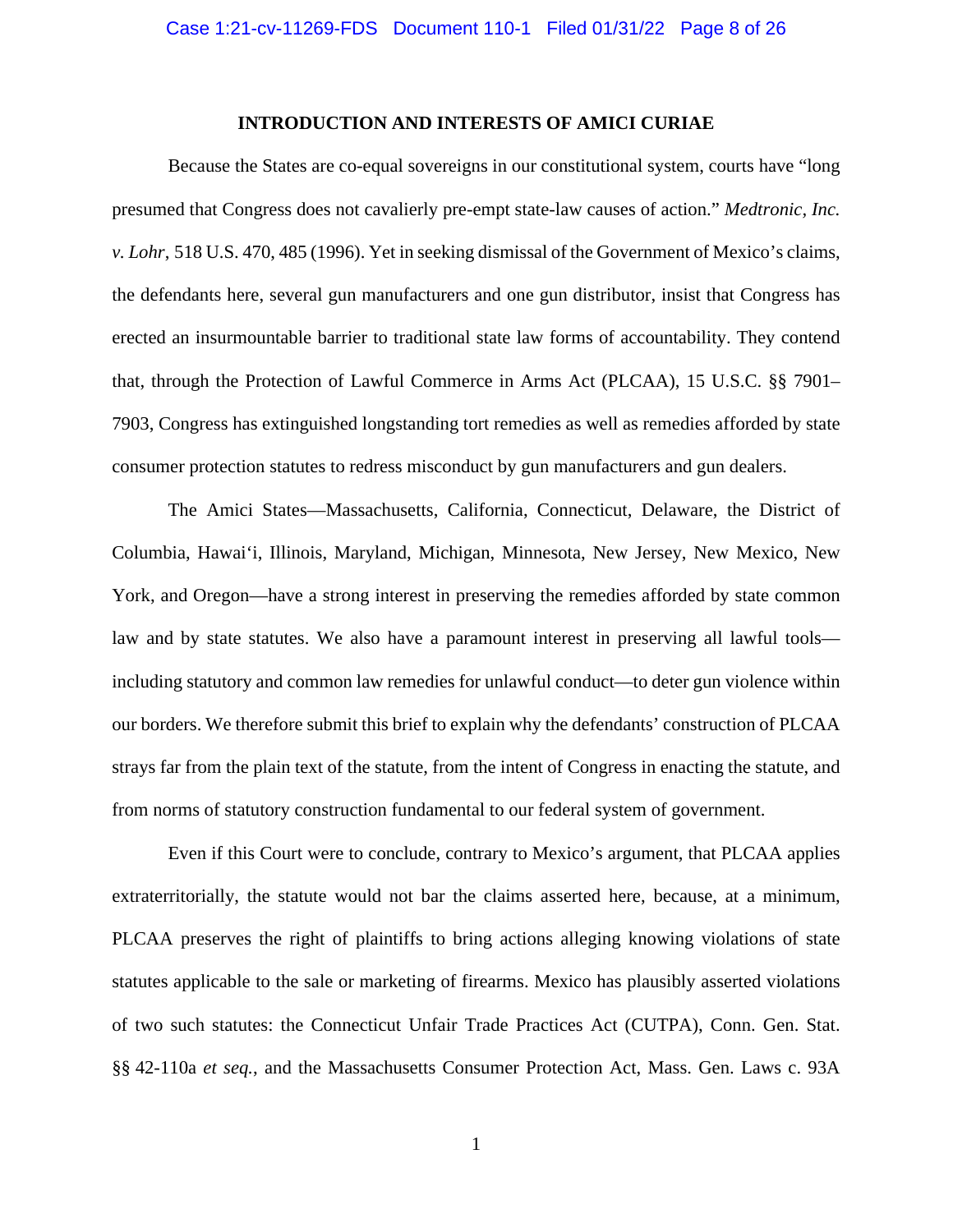## INTRODUCTION AND INTERESTS OF AMICI CURIAE

Because the States are co-equal sovereigns in our constitutional system, courts have "long presumed that Congress does not cavalierly pre-empt state-law causes of action." *Medtronic, Inc. v. Lohr*, 518 U.S. 470, 485 (1996). Yet in seeking dismissal of the Government of Mexico's claims, the defendants here, several gun manufacturers and one gun distributor, insist that Congress has erected an insurmountable barrier to traditional state law forms of accountability. They contend that, through the Protection of Lawful Commerce in Arms Act (PLCAA), 15 U.S.C. §§ 7901–7903, Congress has extinguished longstanding tort remedies as well as remedies afforded by state consumer protection statutes to redress misconduct by gun manufacturers and gun dealers.

The Amici States—Massachusetts, California, Connecticut, Delaware, the District of Columbia, Hawaiʻi, Illinois, Maryland, Michigan, Minnesota, New Jersey, New Mexico, New York, and Oregon—have a strong interest in preserving the remedies afforded by state common law and by state statutes. We also have a paramount interest in preserving all lawful tools—including statutory and common law remedies for unlawful conduct—to deter gun violence within our borders. We therefore submit this brief to explain why the defendants' construction of PLCAA strays far from the plain text of the statute, from the intent of Congress in enacting the statute, and from norms of statutory construction fundamental to our federal system of government.

Even if this Court were to conclude, contrary to Mexico's argument, that PLCAA applies extraterritorially, the statute would not bar the claims asserted here, because, at a minimum, PLCAA preserves the right of plaintiffs to bring actions alleging knowing violations of state statutes applicable to the sale or marketing of firearms. Mexico has plausibly asserted violations of two such statutes: the Connecticut Unfair Trade Practices Act (CUTPA), Conn. Gen. Stat. §§ 42-110a *et seq.*, and the Massachusetts Consumer Protection Act, Mass. Gen. Laws c. 93A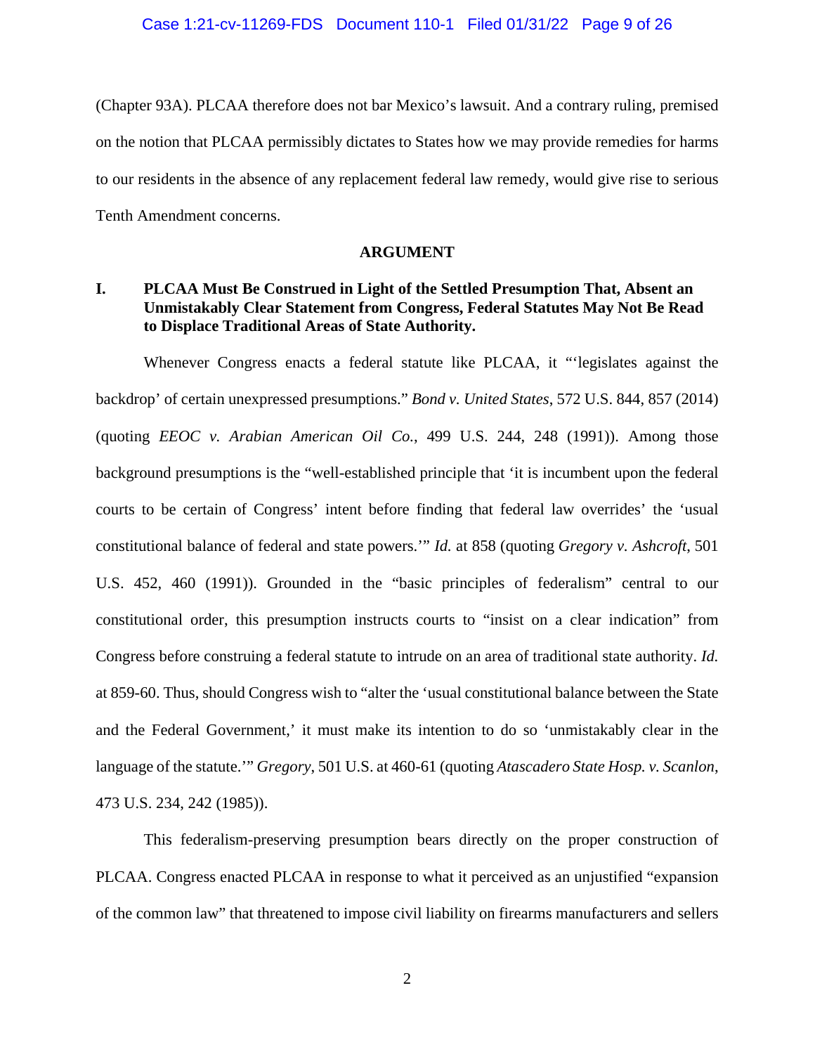(Chapter 93A). PLCAA therefore does not bar Mexico's lawsuit. And a contrary ruling, premised on the notion that PLCAA permissibly dictates to States how we may provide remedies for harms to our residents in the absence of any replacement federal law remedy, would give rise to serious Tenth Amendment concerns.

## ARGUMENT

### I. PLCAA Must Be Construed in Light of the Settled Presumption That, Absent an Unmistakably Clear Statement from Congress, Federal Statutes May Not Be Read to Displace Traditional Areas of State Authority.

Whenever Congress enacts a federal statute like PLCAA, it "'legislates against the backdrop' of certain unexpressed presumptions." *Bond v. United States*, 572 U.S. 844, 857 (2014) (quoting *EEOC v. Arabian American Oil Co.*, 499 U.S. 244, 248 (1991)). Among those background presumptions is the "well-established principle that 'it is incumbent upon the federal courts to be certain of Congress' intent before finding that federal law overrides' the 'usual constitutional balance of federal and state powers.'" *Id.* at 858 (quoting *Gregory v. Ashcroft*, 501 U.S. 452, 460 (1991)). Grounded in the "basic principles of federalism" central to our constitutional order, this presumption instructs courts to "insist on a clear indication" from Congress before construing a federal statute to intrude on an area of traditional state authority. *Id.* at 859-60. Thus, should Congress wish to "alter the 'usual constitutional balance between the State and the Federal Government,' it must make its intention to do so 'unmistakably clear in the language of the statute.'" *Gregory*, 501 U.S. at 460-61 (quoting *Atascadero State Hosp. v. Scanlon*, 473 U.S. 234, 242 (1985)).

This federalism-preserving presumption bears directly on the proper construction of PLCAA. Congress enacted PLCAA in response to what it perceived as an unjustified "expansion of the common law" that threatened to impose civil liability on firearms manufacturers and sellers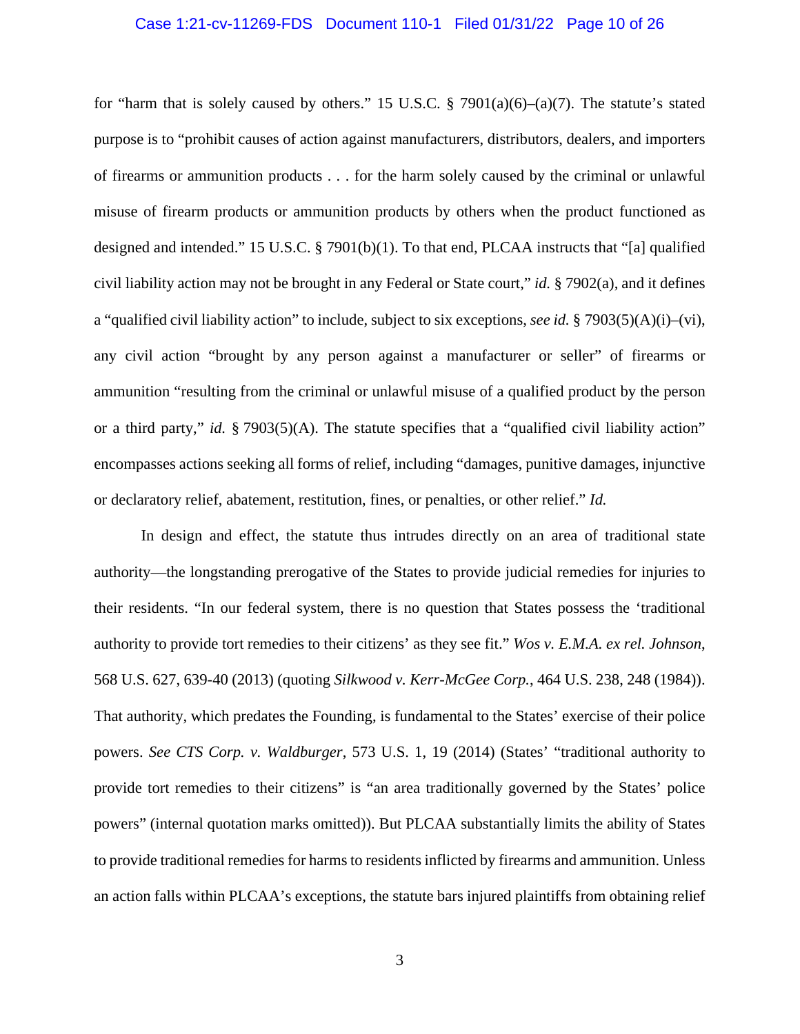for "harm that is solely caused by others." 15 U.S.C. § 7901(a)(6)–(a)(7). The statute's stated purpose is to "prohibit causes of action against manufacturers, distributors, dealers, and importers of firearms or ammunition products . . . for the harm solely caused by the criminal or unlawful misuse of firearm products or ammunition products by others when the product functioned as designed and intended." 15 U.S.C. § 7901(b)(1). To that end, PLCAA instructs that "[a] qualified civil liability action may not be brought in any Federal or State court," *id.* § 7902(a), and it defines a "qualified civil liability action" to include, subject to six exceptions, *see id.* § 7903(5)(A)(i)–(vi), any civil action "brought by any person against a manufacturer or seller" of firearms or ammunition "resulting from the criminal or unlawful misuse of a qualified product by the person or a third party," *id.* § 7903(5)(A). The statute specifies that a "qualified civil liability action" encompasses actions seeking all forms of relief, including "damages, punitive damages, injunctive or declaratory relief, abatement, restitution, fines, or penalties, or other relief." *Id.*

In design and effect, the statute thus intrudes directly on an area of traditional state authority—the longstanding prerogative of the States to provide judicial remedies for injuries to their residents. "In our federal system, there is no question that States possess the 'traditional authority to provide tort remedies to their citizens' as they see fit." *Wos v. E.M.A. ex rel. Johnson*, 568 U.S. 627, 639-40 (2013) (quoting *Silkwood v. Kerr-McGee Corp.*, 464 U.S. 238, 248 (1984)). That authority, which predates the Founding, is fundamental to the States' exercise of their police powers. *See CTS Corp. v. Waldburger*, 573 U.S. 1, 19 (2014) (States' "traditional authority to provide tort remedies to their citizens" is "an area traditionally governed by the States' police powers" (internal quotation marks omitted)). But PLCAA substantially limits the ability of States to provide traditional remedies for harms to residents inflicted by firearms and ammunition. Unless an action falls within PLCAA's exceptions, the statute bars injured plaintiffs from obtaining relief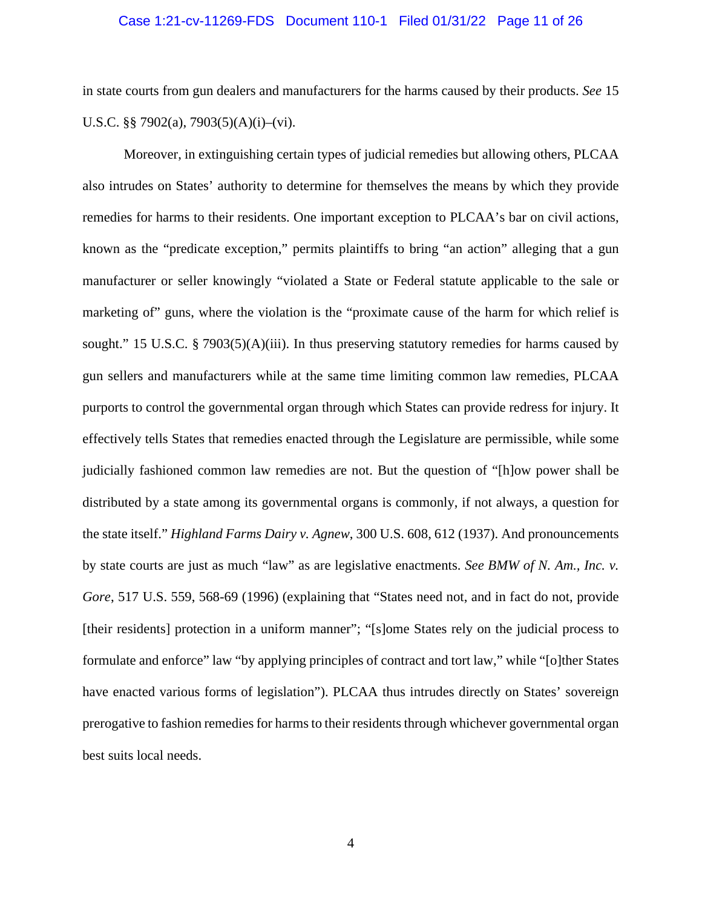in state courts from gun dealers and manufacturers for the harms caused by their products. *See* 15 U.S.C. §§ 7902(a), 7903(5)(A)(i)–(vi).

Moreover, in extinguishing certain types of judicial remedies but allowing others, PLCAA also intrudes on States' authority to determine for themselves the means by which they provide remedies for harms to their residents. One important exception to PLCAA's bar on civil actions, known as the "predicate exception," permits plaintiffs to bring "an action" alleging that a gun manufacturer or seller knowingly "violated a State or Federal statute applicable to the sale or marketing of" guns, where the violation is the "proximate cause of the harm for which relief is sought." 15 U.S.C. § 7903(5)(A)(iii). In thus preserving statutory remedies for harms caused by gun sellers and manufacturers while at the same time limiting common law remedies, PLCAA purports to control the governmental organ through which States can provide redress for injury. It effectively tells States that remedies enacted through the Legislature are permissible, while some judicially fashioned common law remedies are not. But the question of "[h]ow power shall be distributed by a state among its governmental organs is commonly, if not always, a question for the state itself." *Highland Farms Dairy v. Agnew*, 300 U.S. 608, 612 (1937). And pronouncements by state courts are just as much "law" as are legislative enactments. *See BMW of N. Am., Inc. v. Gore*, 517 U.S. 559, 568-69 (1996) (explaining that "States need not, and in fact do not, provide [their residents] protection in a uniform manner"; "[s]ome States rely on the judicial process to formulate and enforce" law "by applying principles of contract and tort law," while "[o]ther States have enacted various forms of legislation"). PLCAA thus intrudes directly on States' sovereign prerogative to fashion remedies for harms to their residents through whichever governmental organ best suits local needs.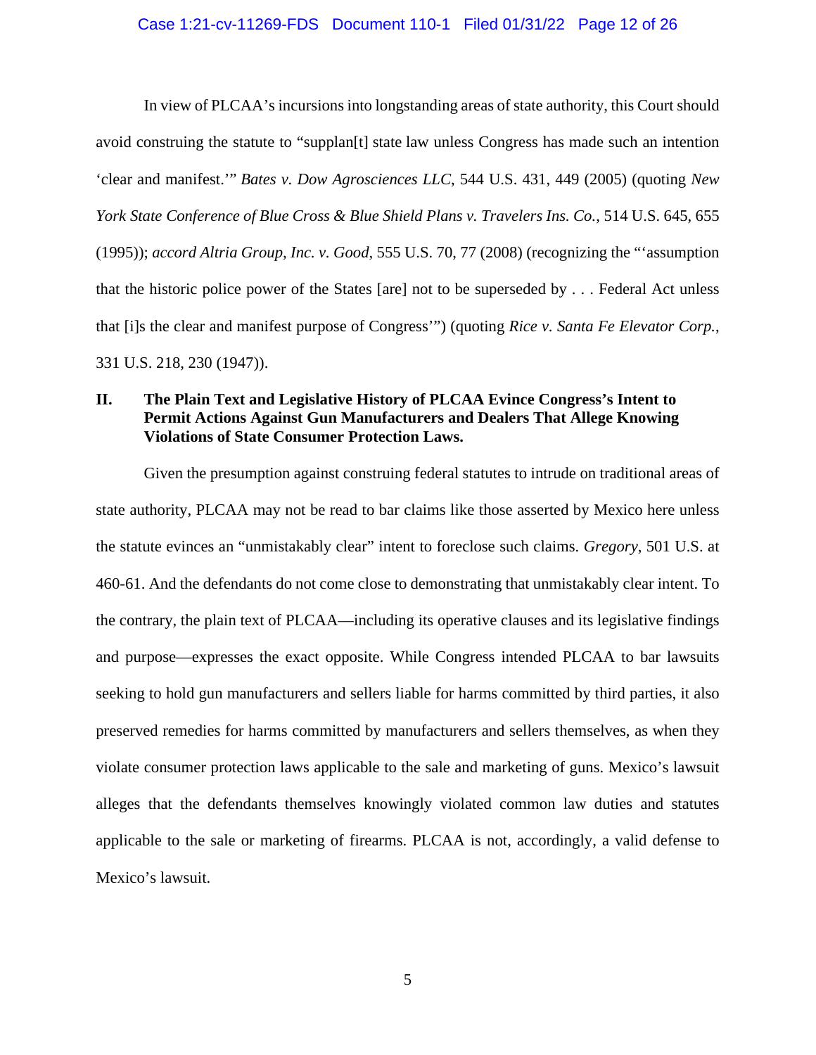In view of PLCAA's incursions into longstanding areas of state authority, this Court should avoid construing the statute to "supplan[t] state law unless Congress has made such an intention 'clear and manifest.'" *Bates v. Dow Agrosciences LLC*, 544 U.S. 431, 449 (2005) (quoting *New York State Conference of Blue Cross & Blue Shield Plans v. Travelers Ins. Co.*, 514 U.S. 645, 655 (1995)); *accord Altria Group, Inc. v. Good*, 555 U.S. 70, 77 (2008) (recognizing the "'assumption that the historic police power of the States [are] not to be superseded by . . . Federal Act unless that [i]s the clear and manifest purpose of Congress'") (quoting *Rice v. Santa Fe Elevator Corp.*, 331 U.S. 218, 230 (1947)).

## II. The Plain Text and Legislative History of PLCAA Evince Congress's Intent to Permit Actions Against Gun Manufacturers and Dealers That Allege Knowing Violations of State Consumer Protection Laws.

Given the presumption against construing federal statutes to intrude on traditional areas of state authority, PLCAA may not be read to bar claims like those asserted by Mexico here unless the statute evinces an "unmistakably clear" intent to foreclose such claims. *Gregory*, 501 U.S. at 460-61. And the defendants do not come close to demonstrating that unmistakably clear intent. To the contrary, the plain text of PLCAA—including its operative clauses and its legislative findings and purpose—expresses the exact opposite. While Congress intended PLCAA to bar lawsuits seeking to hold gun manufacturers and sellers liable for harms committed by third parties, it also preserved remedies for harms committed by manufacturers and sellers themselves, as when they violate consumer protection laws applicable to the sale and marketing of guns. Mexico's lawsuit alleges that the defendants themselves knowingly violated common law duties and statutes applicable to the sale or marketing of firearms. PLCAA is not, accordingly, a valid defense to Mexico's lawsuit.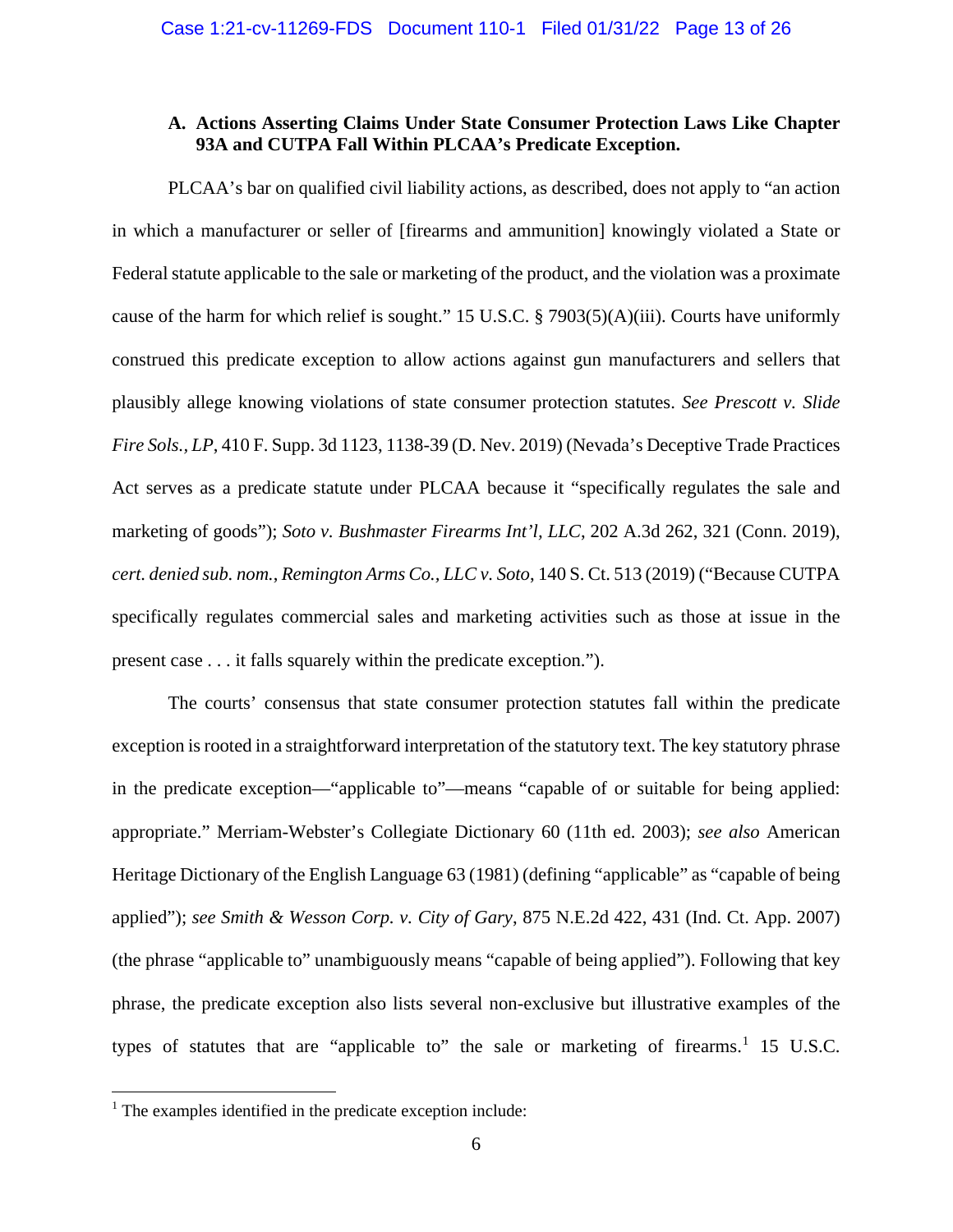### A. Actions Asserting Claims Under State Consumer Protection Laws Like Chapter 93A and CUTPA Fall Within PLCAA's Predicate Exception.

PLCAA's bar on qualified civil liability actions, as described, does not apply to "an action in which a manufacturer or seller of [firearms and ammunition] knowingly violated a State or Federal statute applicable to the sale or marketing of the product, and the violation was a proximate cause of the harm for which relief is sought." 15 U.S.C. § 7903(5)(A)(iii). Courts have uniformly construed this predicate exception to allow actions against gun manufacturers and sellers that plausibly allege knowing violations of state consumer protection statutes. *See Prescott v. Slide Fire Sols., LP*, 410 F. Supp. 3d 1123, 1138-39 (D. Nev. 2019) (Nevada's Deceptive Trade Practices Act serves as a predicate statute under PLCAA because it "specifically regulates the sale and marketing of goods"); *Soto v. Bushmaster Firearms Int'l, LLC*, 202 A.3d 262, 321 (Conn. 2019), *cert. denied sub. nom.*, *Remington Arms Co., LLC v. Soto*, 140 S. Ct. 513 (2019) ("Because CUTPA specifically regulates commercial sales and marketing activities such as those at issue in the present case . . . it falls squarely within the predicate exception.").

The courts' consensus that state consumer protection statutes fall within the predicate exception is rooted in a straightforward interpretation of the statutory text. The key statutory phrase in the predicate exception—"applicable to"—means "capable of or suitable for being applied: appropriate." Merriam-Webster's Collegiate Dictionary 60 (11th ed. 2003); *see also* American Heritage Dictionary of the English Language 63 (1981) (defining "applicable" as "capable of being applied"); *see Smith & Wesson Corp. v. City of Gary*, 875 N.E.2d 422, 431 (Ind. Ct. App. 2007) (the phrase "applicable to" unambiguously means "capable of being applied"). Following that key phrase, the predicate exception also lists several non-exclusive but illustrative examples of the types of statutes that are "applicable to" the sale or marketing of firearms.[1] 15 U.S.C.

[1] The examples identified in the predicate exception include: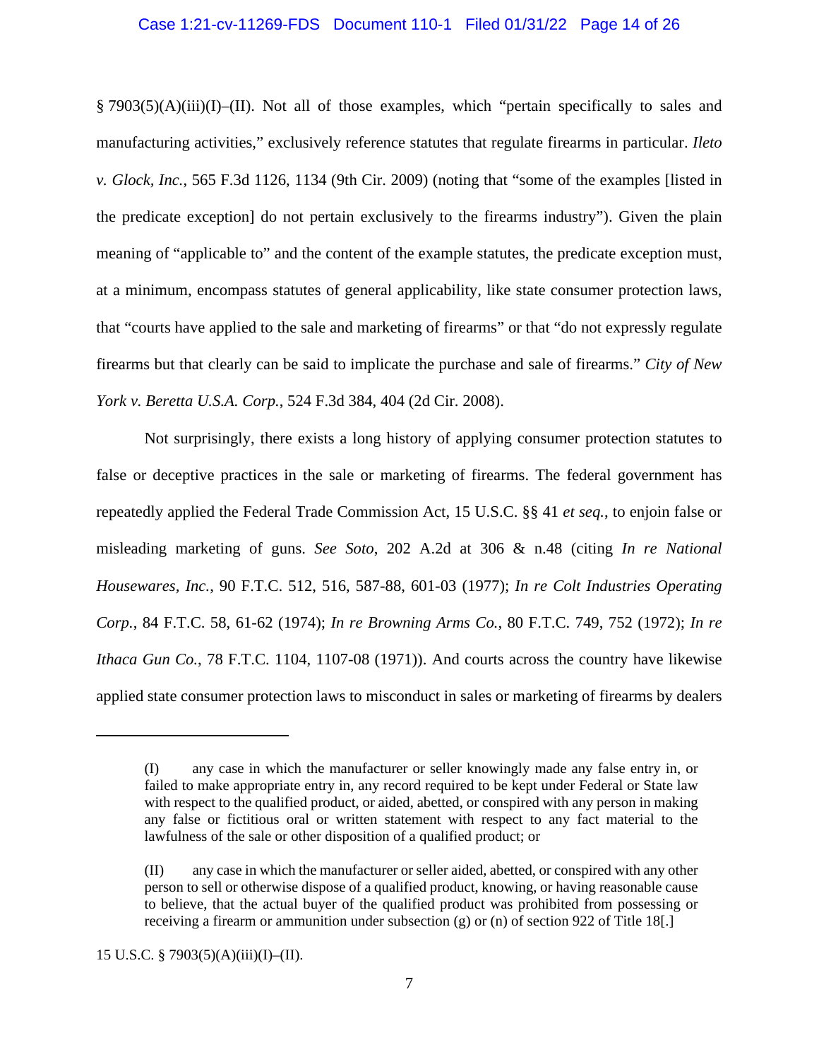§ 7903(5)(A)(iii)(I)–(II). Not all of those examples, which "pertain specifically to sales and manufacturing activities," exclusively reference statutes that regulate firearms in particular. *Ileto v. Glock, Inc.*, 565 F.3d 1126, 1134 (9th Cir. 2009) (noting that "some of the examples [listed in the predicate exception] do not pertain exclusively to the firearms industry"). Given the plain meaning of "applicable to" and the content of the example statutes, the predicate exception must, at a minimum, encompass statutes of general applicability, like state consumer protection laws, that "courts have applied to the sale and marketing of firearms" or that "do not expressly regulate firearms but that clearly can be said to implicate the purchase and sale of firearms." *City of New York v. Beretta U.S.A. Corp.*, 524 F.3d 384, 404 (2d Cir. 2008).

Not surprisingly, there exists a long history of applying consumer protection statutes to false or deceptive practices in the sale or marketing of firearms. The federal government has repeatedly applied the Federal Trade Commission Act, 15 U.S.C. §§ 41 *et seq.*, to enjoin false or misleading marketing of guns. *See Soto*, 202 A.2d at 306 & n.48 (citing *In re National Housewares, Inc.*, 90 F.T.C. 512, 516, 587-88, 601-03 (1977); *In re Colt Industries Operating Corp.*, 84 F.T.C. 58, 61-62 (1974); *In re Browning Arms Co.*, 80 F.T.C. 749, 752 (1972); *In re Ithaca Gun Co.*, 78 F.T.C. 1104, 1107-08 (1971)). And courts across the country have likewise applied state consumer protection laws to misconduct in sales or marketing of firearms by dealers

---

(I) any case in which the manufacturer or seller knowingly made any false entry in, or failed to make appropriate entry in, any record required to be kept under Federal or State law with respect to the qualified product, or aided, abetted, or conspired with any person in making any false or fictitious oral or written statement with respect to any fact material to the lawfulness of the sale or other disposition of a qualified product; or

(II) any case in which the manufacturer or seller aided, abetted, or conspired with any other person to sell or otherwise dispose of a qualified product, knowing, or having reasonable cause to believe, that the actual buyer of the qualified product was prohibited from possessing or receiving a firearm or ammunition under subsection (g) or (n) of section 922 of Title 18[.]

15 U.S.C. § 7903(5)(A)(iii)(I)–(II).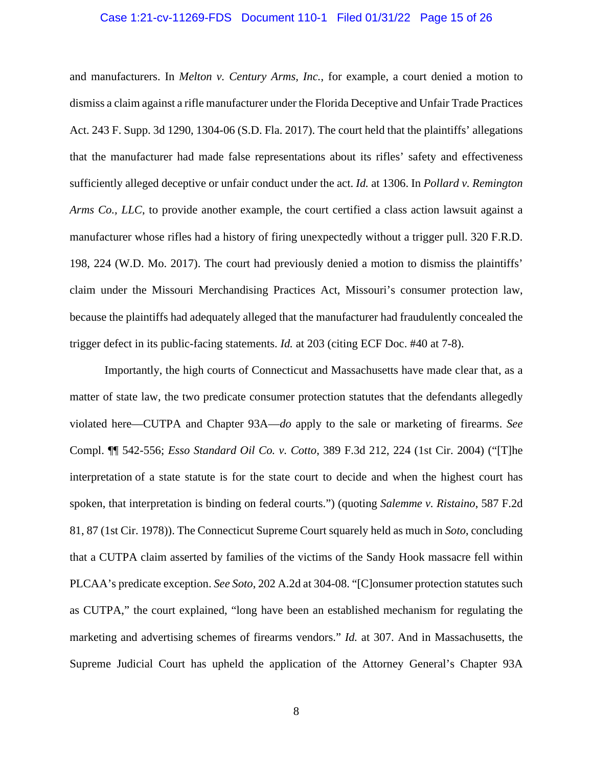and manufacturers. In *Melton v. Century Arms, Inc.*, for example, a court denied a motion to dismiss a claim against a rifle manufacturer under the Florida Deceptive and Unfair Trade Practices Act. 243 F. Supp. 3d 1290, 1304-06 (S.D. Fla. 2017). The court held that the plaintiffs' allegations that the manufacturer had made false representations about its rifles' safety and effectiveness sufficiently alleged deceptive or unfair conduct under the act. *Id.* at 1306. In *Pollard v. Remington Arms Co., LLC*, to provide another example, the court certified a class action lawsuit against a manufacturer whose rifles had a history of firing unexpectedly without a trigger pull. 320 F.R.D. 198, 224 (W.D. Mo. 2017). The court had previously denied a motion to dismiss the plaintiffs' claim under the Missouri Merchandising Practices Act, Missouri's consumer protection law, because the plaintiffs had adequately alleged that the manufacturer had fraudulently concealed the trigger defect in its public-facing statements. *Id.* at 203 (citing ECF Doc. #40 at 7-8).

Importantly, the high courts of Connecticut and Massachusetts have made clear that, as a matter of state law, the two predicate consumer protection statutes that the defendants allegedly violated here—CUTPA and Chapter 93A—*do* apply to the sale or marketing of firearms. *See* Compl. ¶¶ 542-556; *Esso Standard Oil Co. v. Cotto*, 389 F.3d 212, 224 (1st Cir. 2004) ("[T]he interpretation of a state statute is for the state court to decide and when the highest court has spoken, that interpretation is binding on federal courts.") (quoting *Salemme v. Ristaino*, 587 F.2d 81, 87 (1st Cir. 1978)). The Connecticut Supreme Court squarely held as much in *Soto*, concluding that a CUTPA claim asserted by families of the victims of the Sandy Hook massacre fell within PLCAA's predicate exception. *See Soto*, 202 A.2d at 304-08. "[C]onsumer protection statutes such as CUTPA," the court explained, "long have been an established mechanism for regulating the marketing and advertising schemes of firearms vendors." *Id.* at 307. And in Massachusetts, the Supreme Judicial Court has upheld the application of the Attorney General's Chapter 93A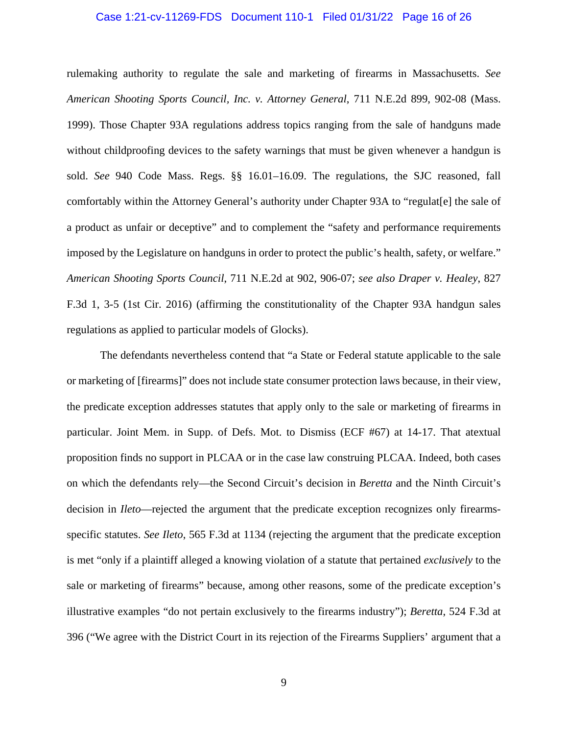rulemaking authority to regulate the sale and marketing of firearms in Massachusetts. *See American Shooting Sports Council, Inc. v. Attorney General*, 711 N.E.2d 899, 902-08 (Mass. 1999). Those Chapter 93A regulations address topics ranging from the sale of handguns made without childproofing devices to the safety warnings that must be given whenever a handgun is sold. *See* 940 Code Mass. Regs. §§ 16.01–16.09. The regulations, the SJC reasoned, fall comfortably within the Attorney General's authority under Chapter 93A to "regulat[e] the sale of a product as unfair or deceptive" and to complement the "safety and performance requirements imposed by the Legislature on handguns in order to protect the public's health, safety, or welfare." *American Shooting Sports Council*, 711 N.E.2d at 902, 906-07; *see also Draper v. Healey*, 827 F.3d 1, 3-5 (1st Cir. 2016) (affirming the constitutionality of the Chapter 93A handgun sales regulations as applied to particular models of Glocks).

The defendants nevertheless contend that "a State or Federal statute applicable to the sale or marketing of [firearms]" does not include state consumer protection laws because, in their view, the predicate exception addresses statutes that apply only to the sale or marketing of firearms in particular. Joint Mem. in Supp. of Defs. Mot. to Dismiss (ECF #67) at 14-17. That atextual proposition finds no support in PLCAA or in the case law construing PLCAA. Indeed, both cases on which the defendants rely—the Second Circuit's decision in *Beretta* and the Ninth Circuit's decision in *Ileto*—rejected the argument that the predicate exception recognizes only firearms-specific statutes. *See Ileto*, 565 F.3d at 1134 (rejecting the argument that the predicate exception is met "only if a plaintiff alleged a knowing violation of a statute that pertained *exclusively* to the sale or marketing of firearms" because, among other reasons, some of the predicate exception's illustrative examples "do not pertain exclusively to the firearms industry"); *Beretta*, 524 F.3d at 396 ("We agree with the District Court in its rejection of the Firearms Suppliers' argument that a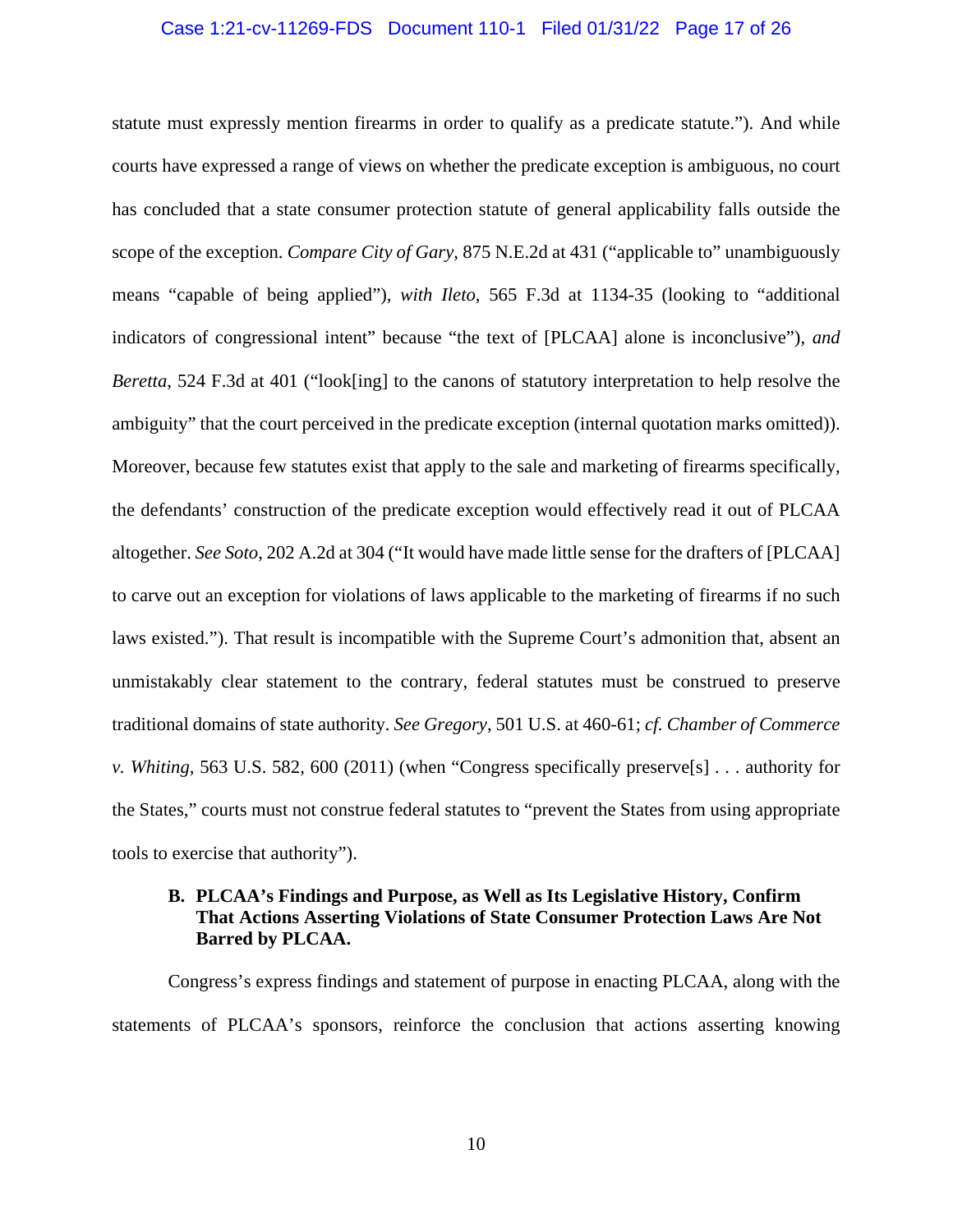statute must expressly mention firearms in order to qualify as a predicate statute."). And while courts have expressed a range of views on whether the predicate exception is ambiguous, no court has concluded that a state consumer protection statute of general applicability falls outside the scope of the exception. *Compare City of Gary*, 875 N.E.2d at 431 ("applicable to" unambiguously means "capable of being applied"), *with Ileto*, 565 F.3d at 1134-35 (looking to "additional indicators of congressional intent" because "the text of [PLCAA] alone is inconclusive"), *and Beretta*, 524 F.3d at 401 ("look[ing] to the canons of statutory interpretation to help resolve the ambiguity" that the court perceived in the predicate exception (internal quotation marks omitted)). Moreover, because few statutes exist that apply to the sale and marketing of firearms specifically, the defendants' construction of the predicate exception would effectively read it out of PLCAA altogether. *See Soto*, 202 A.2d at 304 ("It would have made little sense for the drafters of [PLCAA] to carve out an exception for violations of laws applicable to the marketing of firearms if no such laws existed."). That result is incompatible with the Supreme Court's admonition that, absent an unmistakably clear statement to the contrary, federal statutes must be construed to preserve traditional domains of state authority. *See Gregory*, 501 U.S. at 460-61; *cf. Chamber of Commerce v. Whiting*, 563 U.S. 582, 600 (2011) (when "Congress specifically preserve[s] . . . authority for the States," courts must not construe federal statutes to "prevent the States from using appropriate tools to exercise that authority").

### B. PLCAA's Findings and Purpose, as Well as Its Legislative History, Confirm That Actions Asserting Violations of State Consumer Protection Laws Are Not Barred by PLCAA.

Congress's express findings and statement of purpose in enacting PLCAA, along with the statements of PLCAA's sponsors, reinforce the conclusion that actions asserting knowing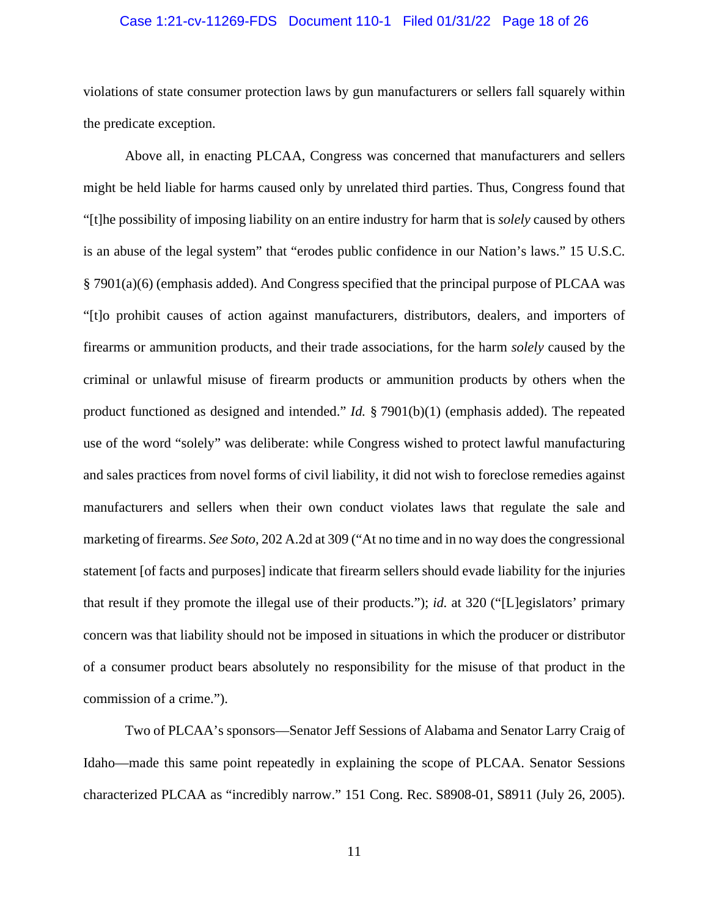violations of state consumer protection laws by gun manufacturers or sellers fall squarely within the predicate exception.

Above all, in enacting PLCAA, Congress was concerned that manufacturers and sellers might be held liable for harms caused only by unrelated third parties. Thus, Congress found that "[t]he possibility of imposing liability on an entire industry for harm that is *solely* caused by others is an abuse of the legal system" that "erodes public confidence in our Nation's laws." 15 U.S.C. § 7901(a)(6) (emphasis added). And Congress specified that the principal purpose of PLCAA was "[t]o prohibit causes of action against manufacturers, distributors, dealers, and importers of firearms or ammunition products, and their trade associations, for the harm *solely* caused by the criminal or unlawful misuse of firearm products or ammunition products by others when the product functioned as designed and intended." *Id.* § 7901(b)(1) (emphasis added). The repeated use of the word "solely" was deliberate: while Congress wished to protect lawful manufacturing and sales practices from novel forms of civil liability, it did not wish to foreclose remedies against manufacturers and sellers when their own conduct violates laws that regulate the sale and marketing of firearms. *See Soto*, 202 A.2d at 309 ("At no time and in no way does the congressional statement [of facts and purposes] indicate that firearm sellers should evade liability for the injuries that result if they promote the illegal use of their products."); *id.* at 320 ("[L]egislators' primary concern was that liability should not be imposed in situations in which the producer or distributor of a consumer product bears absolutely no responsibility for the misuse of that product in the commission of a crime.").

Two of PLCAA's sponsors—Senator Jeff Sessions of Alabama and Senator Larry Craig of Idaho—made this same point repeatedly in explaining the scope of PLCAA. Senator Sessions characterized PLCAA as "incredibly narrow." 151 Cong. Rec. S8908-01, S8911 (July 26, 2005).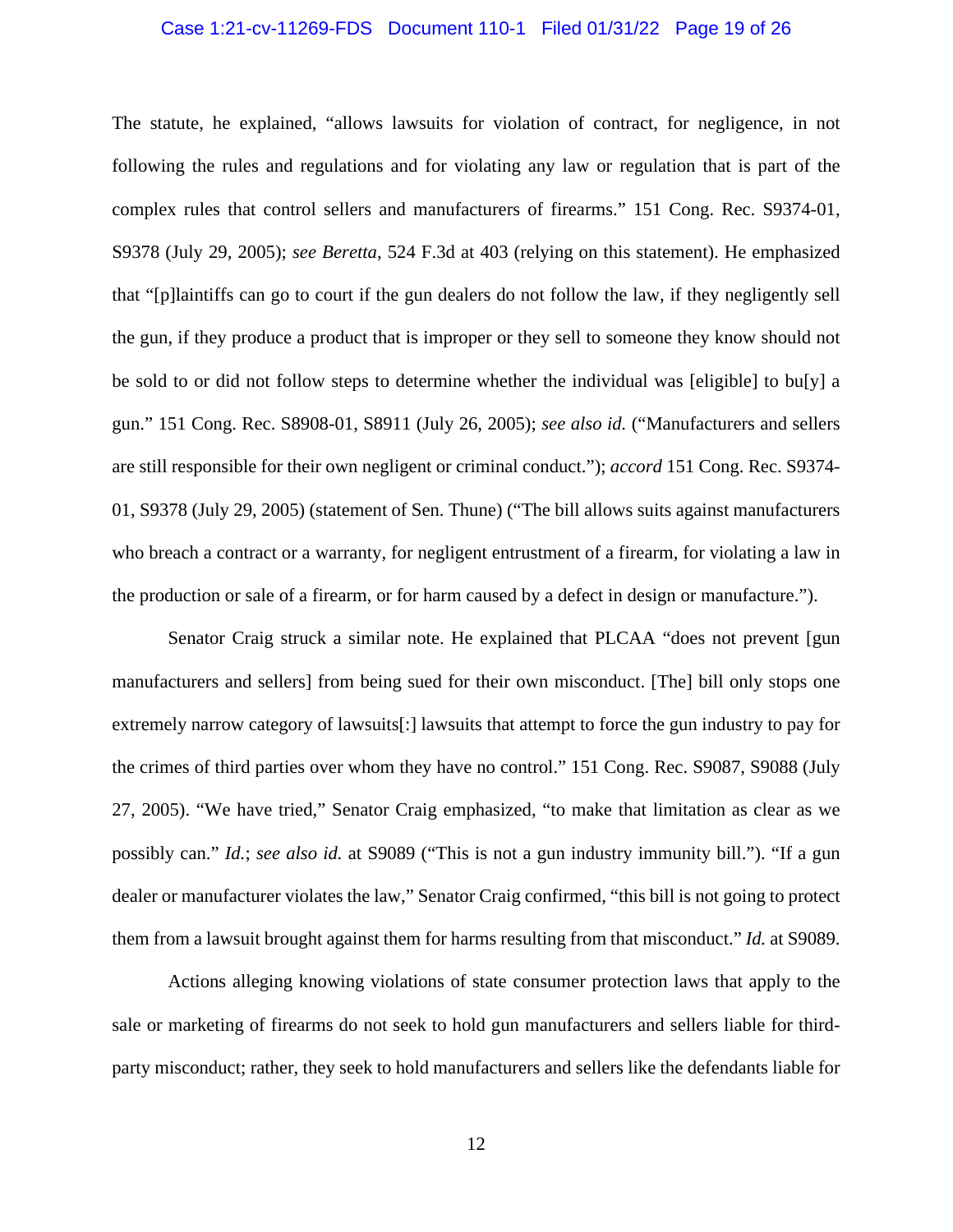The statute, he explained, "allows lawsuits for violation of contract, for negligence, in not following the rules and regulations and for violating any law or regulation that is part of the complex rules that control sellers and manufacturers of firearms." 151 Cong. Rec. S9374-01, S9378 (July 29, 2005); *see Beretta*, 524 F.3d at 403 (relying on this statement). He emphasized that "[p]laintiffs can go to court if the gun dealers do not follow the law, if they negligently sell the gun, if they produce a product that is improper or they sell to someone they know should not be sold to or did not follow steps to determine whether the individual was [eligible] to bu[y] a gun." 151 Cong. Rec. S8908-01, S8911 (July 26, 2005); *see also id.* ("Manufacturers and sellers are still responsible for their own negligent or criminal conduct."); *accord* 151 Cong. Rec. S9374-01, S9378 (July 29, 2005) (statement of Sen. Thune) ("The bill allows suits against manufacturers who breach a contract or a warranty, for negligent entrustment of a firearm, for violating a law in the production or sale of a firearm, or for harm caused by a defect in design or manufacture.").

Senator Craig struck a similar note. He explained that PLCAA "does not prevent [gun manufacturers and sellers] from being sued for their own misconduct. [The] bill only stops one extremely narrow category of lawsuits[:] lawsuits that attempt to force the gun industry to pay for the crimes of third parties over whom they have no control." 151 Cong. Rec. S9087, S9088 (July 27, 2005). "We have tried," Senator Craig emphasized, "to make that limitation as clear as we possibly can." *Id.*; *see also id.* at S9089 ("This is not a gun industry immunity bill."). "If a gun dealer or manufacturer violates the law," Senator Craig confirmed, "this bill is not going to protect them from a lawsuit brought against them for harms resulting from that misconduct." *Id.* at S9089.

Actions alleging knowing violations of state consumer protection laws that apply to the sale or marketing of firearms do not seek to hold gun manufacturers and sellers liable for third-party misconduct; rather, they seek to hold manufacturers and sellers like the defendants liable for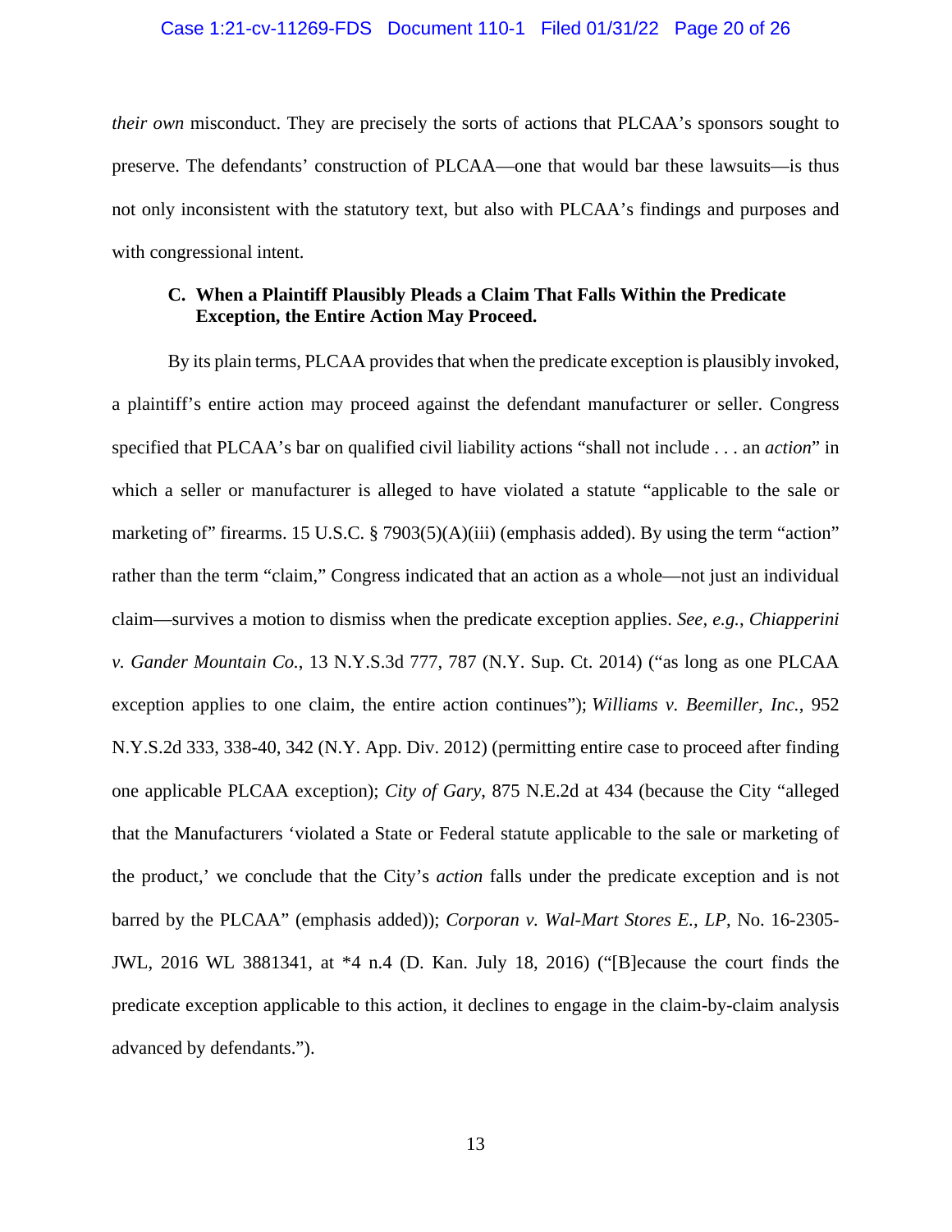*their own* misconduct. They are precisely the sorts of actions that PLCAA's sponsors sought to preserve. The defendants' construction of PLCAA—one that would bar these lawsuits—is thus not only inconsistent with the statutory text, but also with PLCAA's findings and purposes and with congressional intent.

### C. When a Plaintiff Plausibly Pleads a Claim That Falls Within the Predicate Exception, the Entire Action May Proceed.

By its plain terms, PLCAA provides that when the predicate exception is plausibly invoked, a plaintiff's entire action may proceed against the defendant manufacturer or seller. Congress specified that PLCAA's bar on qualified civil liability actions "shall not include . . . an *action*" in which a seller or manufacturer is alleged to have violated a statute "applicable to the sale or marketing of" firearms. 15 U.S.C. § 7903(5)(A)(iii) (emphasis added). By using the term "action" rather than the term "claim," Congress indicated that an action as a whole—not just an individual claim—survives a motion to dismiss when the predicate exception applies. *See, e.g.*, *Chiapperini v. Gander Mountain Co.*, 13 N.Y.S.3d 777, 787 (N.Y. Sup. Ct. 2014) ("as long as one PLCAA exception applies to one claim, the entire action continues"); *Williams v. Beemiller, Inc.*, 952 N.Y.S.2d 333, 338-40, 342 (N.Y. App. Div. 2012) (permitting entire case to proceed after finding one applicable PLCAA exception); *City of Gary*, 875 N.E.2d at 434 (because the City "alleged that the Manufacturers 'violated a State or Federal statute applicable to the sale or marketing of the product,' we conclude that the City's *action* falls under the predicate exception and is not barred by the PLCAA" (emphasis added)); *Corporan v. Wal-Mart Stores E., LP*, No. 16-2305-JWL, 2016 WL 3881341, at *4 n.4 (D. Kan. July 18, 2016) ("[B]ecause the court finds the predicate exception applicable to this action, it declines to engage in the claim-by-claim analysis advanced by defendants.").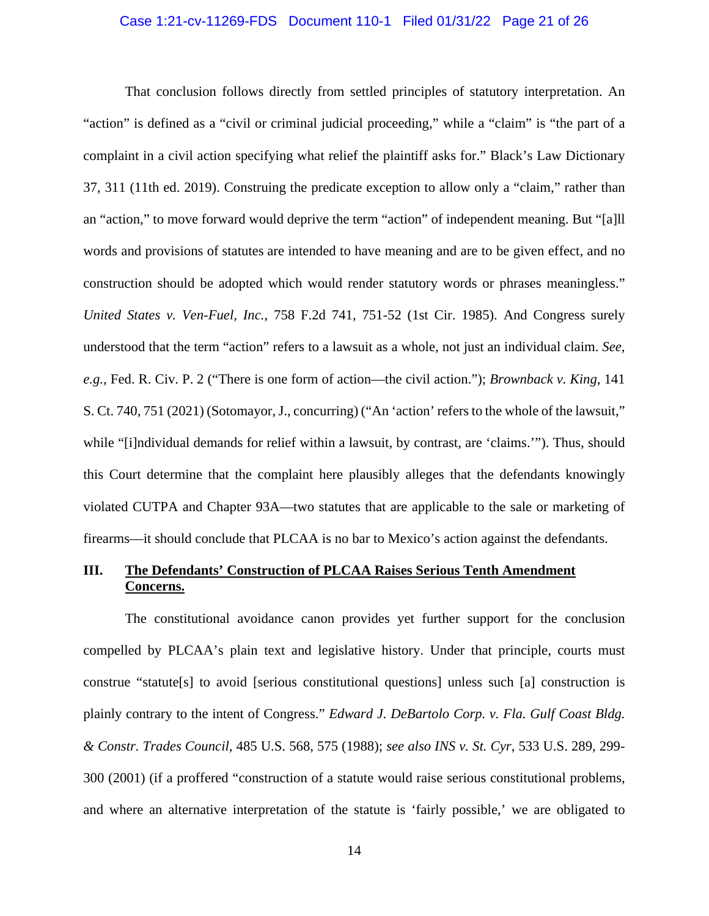That conclusion follows directly from settled principles of statutory interpretation. An "action" is defined as a "civil or criminal judicial proceeding," while a "claim" is "the part of a complaint in a civil action specifying what relief the plaintiff asks for." Black's Law Dictionary 37, 311 (11th ed. 2019). Construing the predicate exception to allow only a "claim," rather than an "action," to move forward would deprive the term "action" of independent meaning. But "[a]ll words and provisions of statutes are intended to have meaning and are to be given effect, and no construction should be adopted which would render statutory words or phrases meaningless." *United States v. Ven-Fuel, Inc.*, 758 F.2d 741, 751-52 (1st Cir. 1985). And Congress surely understood that the term "action" refers to a lawsuit as a whole, not just an individual claim. *See, e.g.*, Fed. R. Civ. P. 2 ("There is one form of action—the civil action."); *Brownback v. King*, 141 S. Ct. 740, 751 (2021) (Sotomayor, J., concurring) ("An 'action' refers to the whole of the lawsuit," while "[i]ndividual demands for relief within a lawsuit, by contrast, are 'claims.'"). Thus, should this Court determine that the complaint here plausibly alleges that the defendants knowingly violated CUTPA and Chapter 93A—two statutes that are applicable to the sale or marketing of firearms—it should conclude that PLCAA is no bar to Mexico's action against the defendants.

## III. The Defendants' Construction of PLCAA Raises Serious Tenth Amendment Concerns.

The constitutional avoidance canon provides yet further support for the conclusion compelled by PLCAA's plain text and legislative history. Under that principle, courts must construe "statute[s] to avoid [serious constitutional questions] unless such [a] construction is plainly contrary to the intent of Congress." *Edward J. DeBartolo Corp. v. Fla. Gulf Coast Bldg. & Constr. Trades Council*, 485 U.S. 568, 575 (1988); *see also INS v. St. Cyr*, 533 U.S. 289, 299-300 (2001) (if a proffered "construction of a statute would raise serious constitutional problems, and where an alternative interpretation of the statute is 'fairly possible,' we are obligated to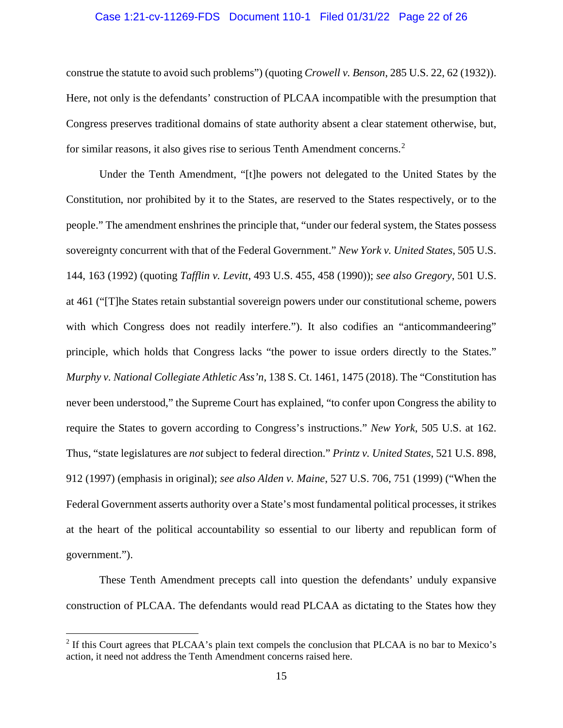construe the statute to avoid such problems") (quoting *Crowell v. Benson*, 285 U.S. 22, 62 (1932)). Here, not only is the defendants' construction of PLCAA incompatible with the presumption that Congress preserves traditional domains of state authority absent a clear statement otherwise, but, for similar reasons, it also gives rise to serious Tenth Amendment concerns.[2]

Under the Tenth Amendment, "[t]he powers not delegated to the United States by the Constitution, nor prohibited by it to the States, are reserved to the States respectively, or to the people." The amendment enshrines the principle that, "under our federal system, the States possess sovereignty concurrent with that of the Federal Government." *New York v. United States*, 505 U.S. 144, 163 (1992) (quoting *Tafflin v. Levitt*, 493 U.S. 455, 458 (1990)); *see also Gregory*, 501 U.S. at 461 ("[T]he States retain substantial sovereign powers under our constitutional scheme, powers with which Congress does not readily interfere."). It also codifies an "anticommandeering" principle, which holds that Congress lacks "the power to issue orders directly to the States." *Murphy v. National Collegiate Athletic Ass'n*, 138 S. Ct. 1461, 1475 (2018). The "Constitution has never been understood," the Supreme Court has explained, "to confer upon Congress the ability to require the States to govern according to Congress's instructions." *New York*, 505 U.S. at 162. Thus, "state legislatures are *not* subject to federal direction." *Printz v. United States*, 521 U.S. 898, 912 (1997) (emphasis in original); *see also Alden v. Maine*, 527 U.S. 706, 751 (1999) ("When the Federal Government asserts authority over a State's most fundamental political processes, it strikes at the heart of the political accountability so essential to our liberty and republican form of government.").

These Tenth Amendment precepts call into question the defendants' unduly expansive construction of PLCAA. The defendants would read PLCAA as dictating to the States how they

[2] If this Court agrees that PLCAA's plain text compels the conclusion that PLCAA is no bar to Mexico's action, it need not address the Tenth Amendment concerns raised here.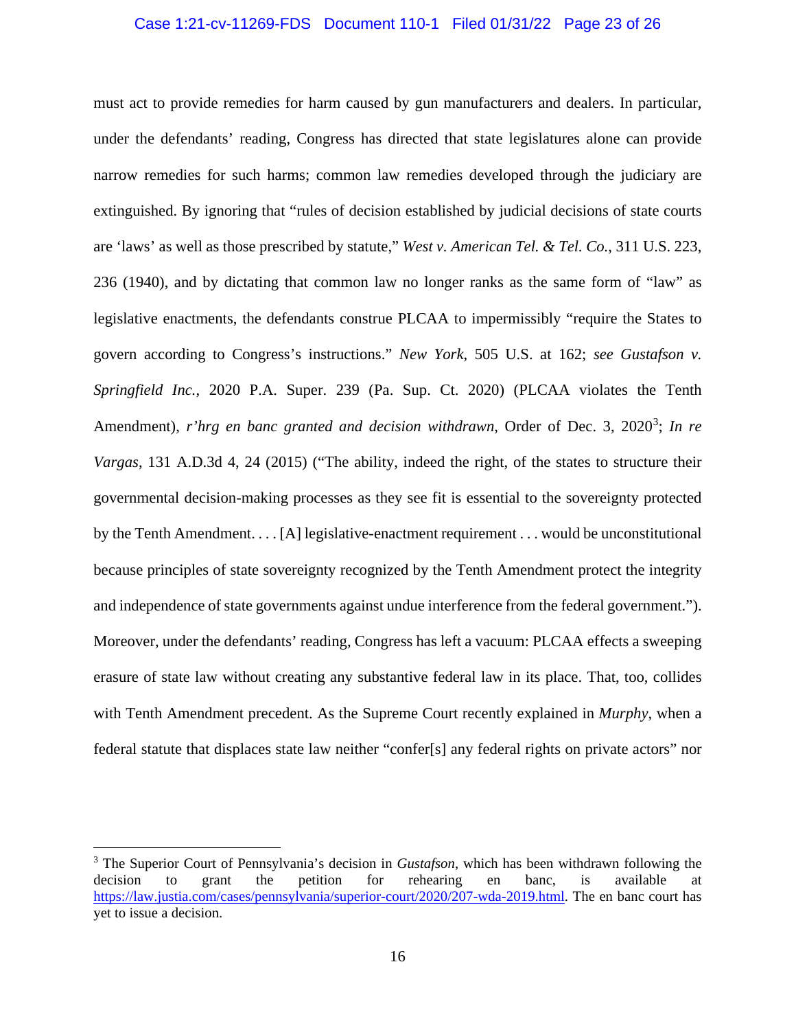must act to provide remedies for harm caused by gun manufacturers and dealers. In particular, under the defendants' reading, Congress has directed that state legislatures alone can provide narrow remedies for such harms; common law remedies developed through the judiciary are extinguished. By ignoring that "rules of decision established by judicial decisions of state courts are 'laws' as well as those prescribed by statute," *West v. American Tel. & Tel. Co.*, 311 U.S. 223, 236 (1940), and by dictating that common law no longer ranks as the same form of "law" as legislative enactments, the defendants construe PLCAA to impermissibly "require the States to govern according to Congress's instructions." *New York*, 505 U.S. at 162; *see Gustafson v. Springfield Inc.*, 2020 P.A. Super. 239 (Pa. Sup. Ct. 2020) (PLCAA violates the Tenth Amendment), *r'hrg en banc granted and decision withdrawn*, Order of Dec. 3, 2020[3]; *In re Vargas*, 131 A.D.3d 4, 24 (2015) ("The ability, indeed the right, of the states to structure their governmental decision-making processes as they see fit is essential to the sovereignty protected by the Tenth Amendment. . . . [A] legislative-enactment requirement . . . would be unconstitutional because principles of state sovereignty recognized by the Tenth Amendment protect the integrity and independence of state governments against undue interference from the federal government."). Moreover, under the defendants' reading, Congress has left a vacuum: PLCAA effects a sweeping erasure of state law without creating any substantive federal law in its place. That, too, collides with Tenth Amendment precedent. As the Supreme Court recently explained in *Murphy*, when a federal statute that displaces state law neither "confer[s] any federal rights on private actors" nor

---

[3] The Superior Court of Pennsylvania's decision in *Gustafson*, which has been withdrawn following the decision to grant the petition for rehearing en banc, is available at https://law.justia.com/cases/pennsylvania/superior-court/2020/207-wda-2019.html. The en banc court has yet to issue a decision.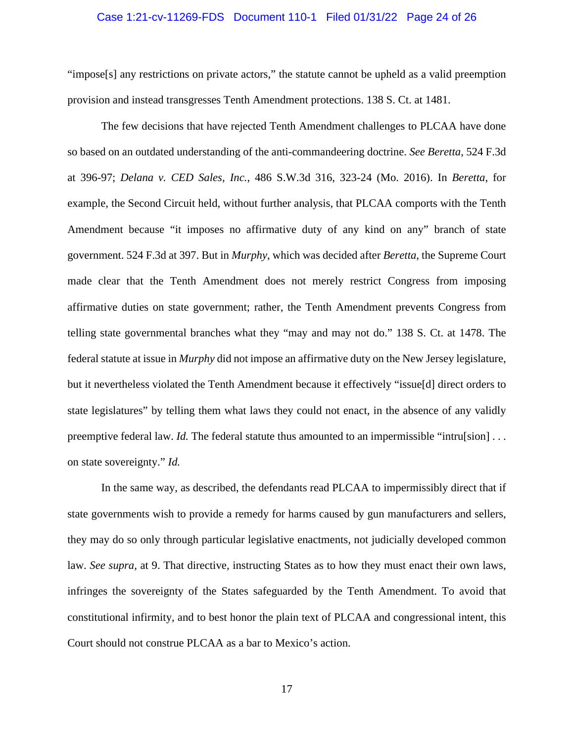"impose[s] any restrictions on private actors," the statute cannot be upheld as a valid preemption provision and instead transgresses Tenth Amendment protections. 138 S. Ct. at 1481.

The few decisions that have rejected Tenth Amendment challenges to PLCAA have done so based on an outdated understanding of the anti-commandeering doctrine. *See Beretta*, 524 F.3d at 396-97; *Delana v. CED Sales, Inc.*, 486 S.W.3d 316, 323-24 (Mo. 2016). In *Beretta*, for example, the Second Circuit held, without further analysis, that PLCAA comports with the Tenth Amendment because "it imposes no affirmative duty of any kind on any" branch of state government. 524 F.3d at 397. But in *Murphy*, which was decided after *Beretta*, the Supreme Court made clear that the Tenth Amendment does not merely restrict Congress from imposing affirmative duties on state government; rather, the Tenth Amendment prevents Congress from telling state governmental branches what they "may and may not do." 138 S. Ct. at 1478. The federal statute at issue in *Murphy* did not impose an affirmative duty on the New Jersey legislature, but it nevertheless violated the Tenth Amendment because it effectively "issue[d] direct orders to state legislatures" by telling them what laws they could not enact, in the absence of any validly preemptive federal law. *Id.* The federal statute thus amounted to an impermissible "intru[sion] . . . on state sovereignty." *Id.*

In the same way, as described, the defendants read PLCAA to impermissibly direct that if state governments wish to provide a remedy for harms caused by gun manufacturers and sellers, they may do so only through particular legislative enactments, not judicially developed common law. *See supra*, at 9. That directive, instructing States as to how they must enact their own laws, infringes the sovereignty of the States safeguarded by the Tenth Amendment. To avoid that constitutional infirmity, and to best honor the plain text of PLCAA and congressional intent, this Court should not construe PLCAA as a bar to Mexico's action.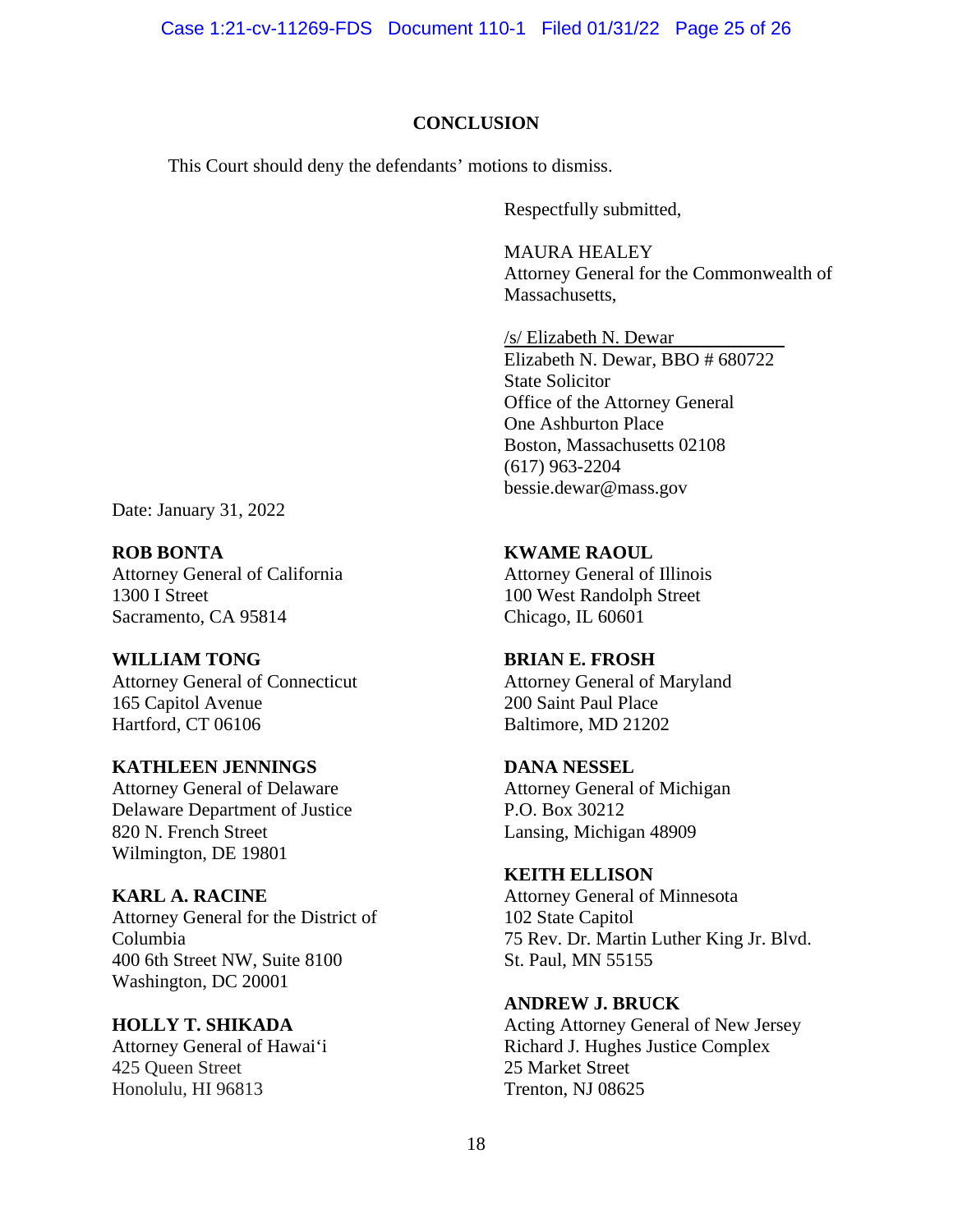## CONCLUSION

This Court should deny the defendants' motions to dismiss.

Respectfully submitted,

MAURA HEALEY
Attorney General for the Commonwealth of Massachusetts,

/s/ Elizabeth N. Dewar
Elizabeth N. Dewar, BBO # 680722
State Solicitor
Office of the Attorney General
One Ashburton Place
Boston, Massachusetts 02108
(617) 963-2204
bessie.dewar@mass.gov

Date: January 31, 2022

**ROB BONTA**
Attorney General of California
1300 I Street
Sacramento, CA 95814

**WILLIAM TONG**
Attorney General of Connecticut
165 Capitol Avenue
Hartford, CT 06106

**KATHLEEN JENNINGS**
Attorney General of Delaware
Delaware Department of Justice
820 N. French Street
Wilmington, DE 19801

**KARL A. RACINE**
Attorney General for the District of Columbia
400 6th Street NW, Suite 8100
Washington, DC 20001

**HOLLY T. SHIKADA**
Attorney General of Hawai'i
425 Queen Street
Honolulu, HI 96813

**KWAME RAOUL**
Attorney General of Illinois
100 West Randolph Street
Chicago, IL 60601

**BRIAN E. FROSH**
Attorney General of Maryland
200 Saint Paul Place
Baltimore, MD 21202

**DANA NESSEL**
Attorney General of Michigan
P.O. Box 30212
Lansing, Michigan 48909

**KEITH ELLISON**
Attorney General of Minnesota
102 State Capitol
75 Rev. Dr. Martin Luther King Jr. Blvd.
St. Paul, MN 55155

**ANDREW J. BRUCK**
Acting Attorney General of New Jersey
Richard J. Hughes Justice Complex
25 Market Street
Trenton, NJ 08625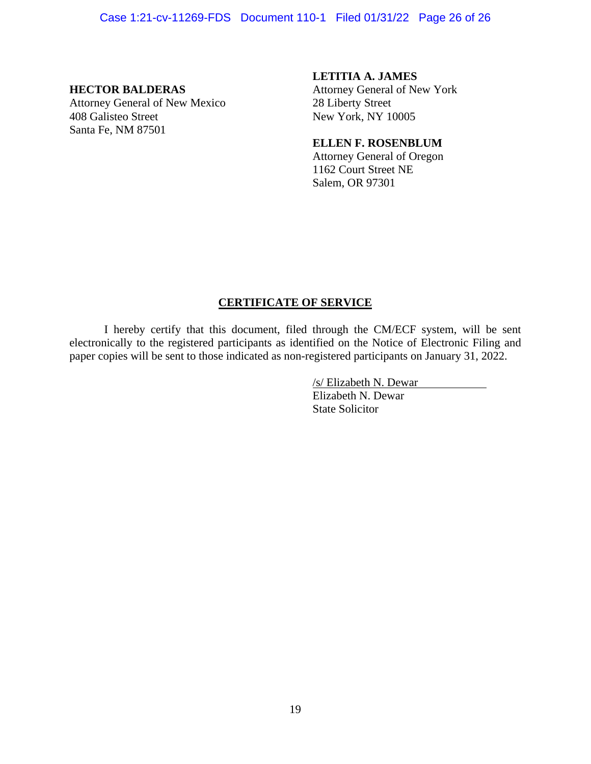**HECTOR BALDERAS**
Attorney General of New Mexico
408 Galisteo Street
Santa Fe, NM 87501

**LETITIA A. JAMES**
Attorney General of New York
28 Liberty Street
New York, NY 10005

**ELLEN F. ROSENBLUM**
Attorney General of Oregon
1162 Court Street NE
Salem, OR 97301

## CERTIFICATE OF SERVICE

I hereby certify that this document, filed through the CM/ECF system, will be sent electronically to the registered participants as identified on the Notice of Electronic Filing and paper copies will be sent to those indicated as non-registered participants on January 31, 2022.

/s/ Elizabeth N. Dewar
Elizabeth N. Dewar
State Solicitor